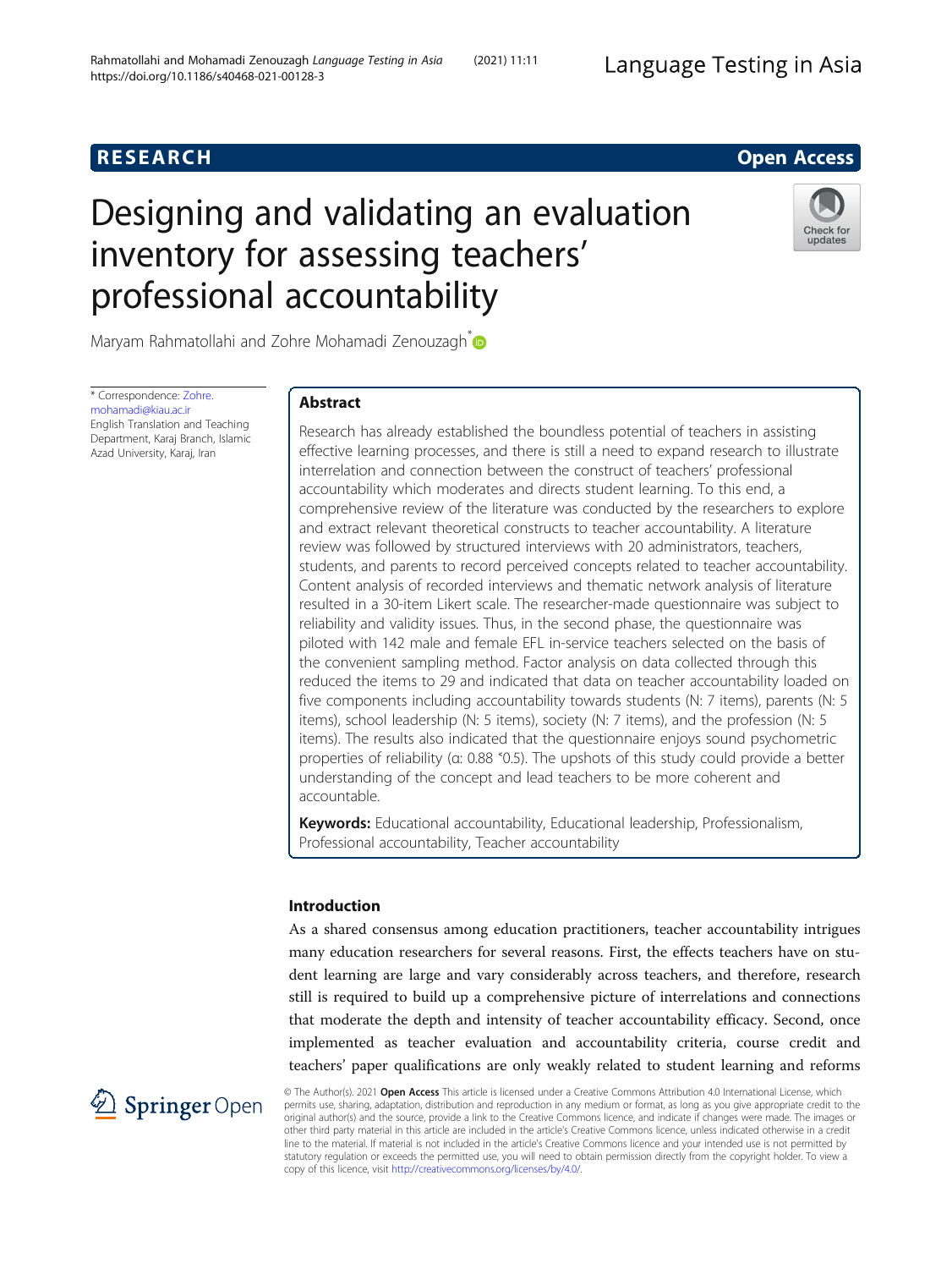RESEARCH

Open Access

# Designing and validating an evaluation inventory for assessing teachers' professional accountability

Maryam Rahmatollahi and Zohre Mohamadi Zenouzagh*

* Correspondence: Zohre.mohamadi@kiau.ac.ir
English Translation and Teaching Department, Karaj Branch, Islamic Azad University, Karaj, Iran

## Abstract

Research has already established the boundless potential of teachers in assisting effective learning processes, and there is still a need to expand research to illustrate interrelation and connection between the construct of teachers' professional accountability which moderates and directs student learning. To this end, a comprehensive review of the literature was conducted by the researchers to explore and extract relevant theoretical constructs to teacher accountability. A literature review was followed by structured interviews with 20 administrators, teachers, students, and parents to record perceived concepts related to teacher accountability. Content analysis of recorded interviews and thematic network analysis of literature resulted in a 30-item Likert scale. The researcher-made questionnaire was subject to reliability and validity issues. Thus, in the second phase, the questionnaire was piloted with 142 male and female EFL in-service teachers selected on the basis of the convenient sampling method. Factor analysis on data collected through this reduced the items to 29 and indicated that data on teacher accountability loaded on five components including accountability towards students (N: 7 items), parents (N: 5 items), school leadership (N: 5 items), society (N: 7 items), and the profession (N: 5 items). The results also indicated that the questionnaire enjoys sound psychometric properties of reliability (α: 0.88 ˃0.5). The upshots of this study could provide a better understanding of the concept and lead teachers to be more coherent and accountable.

**Keywords:** Educational accountability, Educational leadership, Professionalism, Professional accountability, Teacher accountability

## Introduction

As a shared consensus among education practitioners, teacher accountability intrigues many education researchers for several reasons. First, the effects teachers have on student learning are large and vary considerably across teachers, and therefore, research still is required to build up a comprehensive picture of interrelations and connections that moderate the depth and intensity of teacher accountability efficacy. Second, once implemented as teacher evaluation and accountability criteria, course credit and teachers' paper qualifications are only weakly related to student learning and reforms

© The Author(s). 2021 **Open Access** This article is licensed under a Creative Commons Attribution 4.0 International License, which permits use, sharing, adaptation, distribution and reproduction in any medium or format, as long as you give appropriate credit to the original author(s) and the source, provide a link to the Creative Commons licence, and indicate if changes were made. The images or other third party material in this article are included in the article's Creative Commons licence, unless indicated otherwise in a credit line to the material. If material is not included in the article's Creative Commons licence and your intended use is not permitted by statutory regulation or exceeds the permitted use, you will need to obtain permission directly from the copyright holder. To view a copy of this licence, visit http://creativecommons.org/licenses/by/4.0/.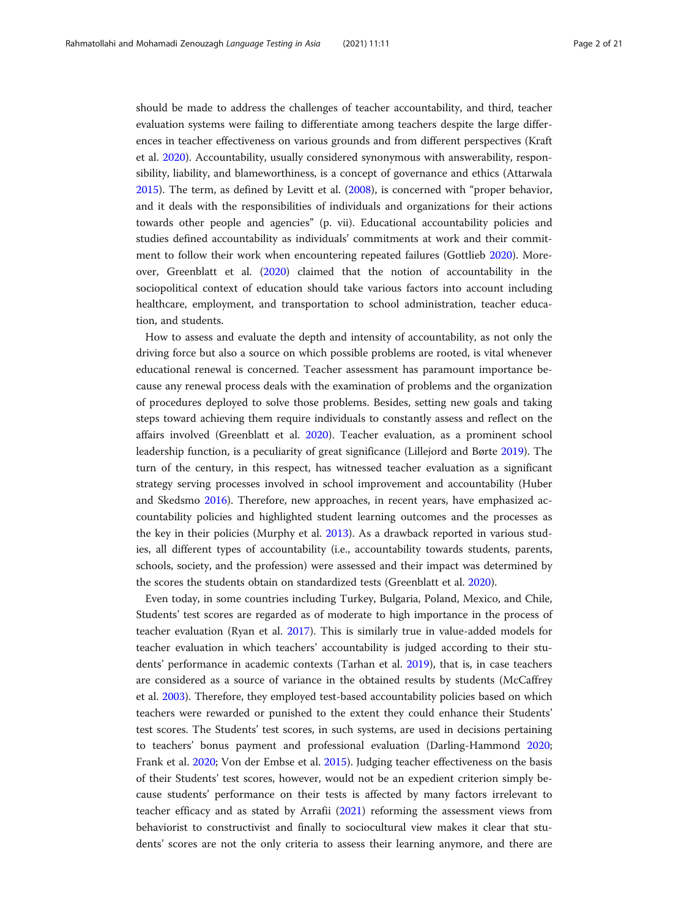should be made to address the challenges of teacher accountability, and third, teacher evaluation systems were failing to differentiate among teachers despite the large differences in teacher effectiveness on various grounds and from different perspectives (Kraft et al. 2020). Accountability, usually considered synonymous with answerability, responsibility, liability, and blameworthiness, is a concept of governance and ethics (Attarwala 2015). The term, as defined by Levitt et al. (2008), is concerned with "proper behavior, and it deals with the responsibilities of individuals and organizations for their actions towards other people and agencies" (p. vii). Educational accountability policies and studies defined accountability as individuals' commitments at work and their commitment to follow their work when encountering repeated failures (Gottlieb 2020). Moreover, Greenblatt et al. (2020) claimed that the notion of accountability in the sociopolitical context of education should take various factors into account including healthcare, employment, and transportation to school administration, teacher education, and students.

How to assess and evaluate the depth and intensity of accountability, as not only the driving force but also a source on which possible problems are rooted, is vital whenever educational renewal is concerned. Teacher assessment has paramount importance because any renewal process deals with the examination of problems and the organization of procedures deployed to solve those problems. Besides, setting new goals and taking steps toward achieving them require individuals to constantly assess and reflect on the affairs involved (Greenblatt et al. 2020). Teacher evaluation, as a prominent school leadership function, is a peculiarity of great significance (Lillejord and Børte 2019). The turn of the century, in this respect, has witnessed teacher evaluation as a significant strategy serving processes involved in school improvement and accountability (Huber and Skedsmo 2016). Therefore, new approaches, in recent years, have emphasized accountability policies and highlighted student learning outcomes and the processes as the key in their policies (Murphy et al. 2013). As a drawback reported in various studies, all different types of accountability (i.e., accountability towards students, parents, schools, society, and the profession) were assessed and their impact was determined by the scores the students obtain on standardized tests (Greenblatt et al. 2020).

Even today, in some countries including Turkey, Bulgaria, Poland, Mexico, and Chile, Students' test scores are regarded as of moderate to high importance in the process of teacher evaluation (Ryan et al. 2017). This is similarly true in value-added models for teacher evaluation in which teachers' accountability is judged according to their students' performance in academic contexts (Tarhan et al. 2019), that is, in case teachers are considered as a source of variance in the obtained results by students (McCaffrey et al. 2003). Therefore, they employed test-based accountability policies based on which teachers were rewarded or punished to the extent they could enhance their Students' test scores. The Students' test scores, in such systems, are used in decisions pertaining to teachers' bonus payment and professional evaluation (Darling-Hammond 2020; Frank et al. 2020; Von der Embse et al. 2015). Judging teacher effectiveness on the basis of their Students' test scores, however, would not be an expedient criterion simply because students' performance on their tests is affected by many factors irrelevant to teacher efficacy and as stated by Arrafii (2021) reforming the assessment views from behaviorist to constructivist and finally to sociocultural view makes it clear that students' scores are not the only criteria to assess their learning anymore, and there are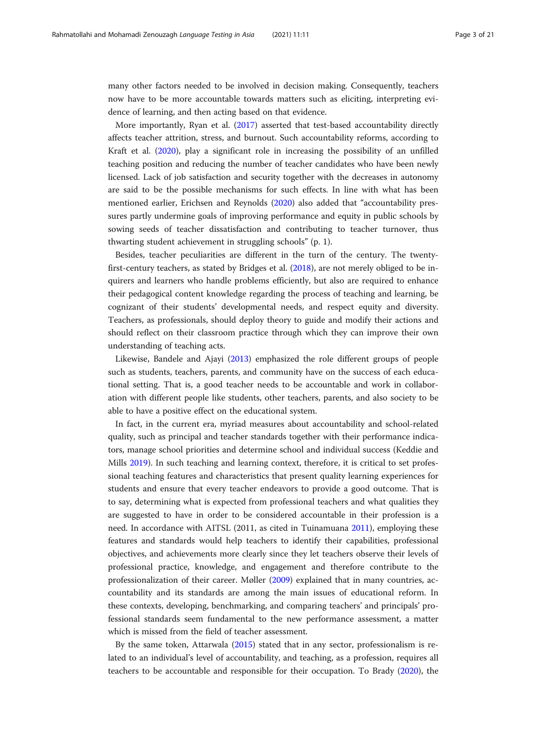many other factors needed to be involved in decision making. Consequently, teachers now have to be more accountable towards matters such as eliciting, interpreting evidence of learning, and then acting based on that evidence.

More importantly, Ryan et al. (2017) asserted that test-based accountability directly affects teacher attrition, stress, and burnout. Such accountability reforms, according to Kraft et al. (2020), play a significant role in increasing the possibility of an unfilled teaching position and reducing the number of teacher candidates who have been newly licensed. Lack of job satisfaction and security together with the decreases in autonomy are said to be the possible mechanisms for such effects. In line with what has been mentioned earlier, Erichsen and Reynolds (2020) also added that "accountability pressures partly undermine goals of improving performance and equity in public schools by sowing seeds of teacher dissatisfaction and contributing to teacher turnover, thus thwarting student achievement in struggling schools" (p. 1).

Besides, teacher peculiarities are different in the turn of the century. The twenty-first-century teachers, as stated by Bridges et al. (2018), are not merely obliged to be inquirers and learners who handle problems efficiently, but also are required to enhance their pedagogical content knowledge regarding the process of teaching and learning, be cognizant of their students' developmental needs, and respect equity and diversity. Teachers, as professionals, should deploy theory to guide and modify their actions and should reflect on their classroom practice through which they can improve their own understanding of teaching acts.

Likewise, Bandele and Ajayi (2013) emphasized the role different groups of people such as students, teachers, parents, and community have on the success of each educational setting. That is, a good teacher needs to be accountable and work in collaboration with different people like students, other teachers, parents, and also society to be able to have a positive effect on the educational system.

In fact, in the current era, myriad measures about accountability and school-related quality, such as principal and teacher standards together with their performance indicators, manage school priorities and determine school and individual success (Keddie and Mills 2019). In such teaching and learning context, therefore, it is critical to set professional teaching features and characteristics that present quality learning experiences for students and ensure that every teacher endeavors to provide a good outcome. That is to say, determining what is expected from professional teachers and what qualities they are suggested to have in order to be considered accountable in their profession is a need. In accordance with AITSL (2011, as cited in Tuinamuana 2011), employing these features and standards would help teachers to identify their capabilities, professional objectives, and achievements more clearly since they let teachers observe their levels of professional practice, knowledge, and engagement and therefore contribute to the professionalization of their career. Møller (2009) explained that in many countries, accountability and its standards are among the main issues of educational reform. In these contexts, developing, benchmarking, and comparing teachers' and principals' professional standards seem fundamental to the new performance assessment, a matter which is missed from the field of teacher assessment.

By the same token, Attarwala (2015) stated that in any sector, professionalism is related to an individual's level of accountability, and teaching, as a profession, requires all teachers to be accountable and responsible for their occupation. To Brady (2020), the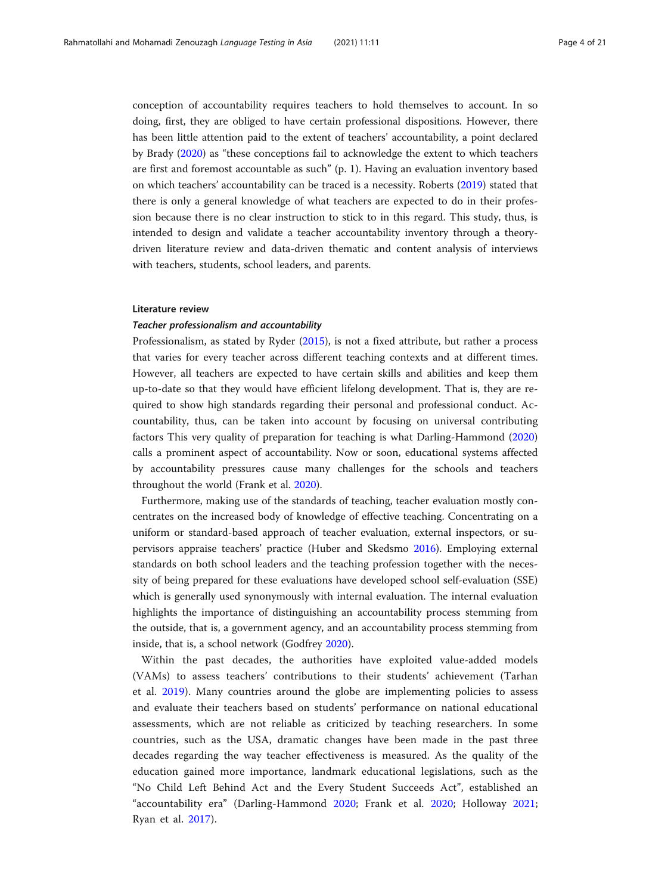conception of accountability requires teachers to hold themselves to account. In so doing, first, they are obliged to have certain professional dispositions. However, there has been little attention paid to the extent of teachers' accountability, a point declared by Brady (2020) as "these conceptions fail to acknowledge the extent to which teachers are first and foremost accountable as such" (p. 1). Having an evaluation inventory based on which teachers' accountability can be traced is a necessity. Roberts (2019) stated that there is only a general knowledge of what teachers are expected to do in their profession because there is no clear instruction to stick to in this regard. This study, thus, is intended to design and validate a teacher accountability inventory through a theory-driven literature review and data-driven thematic and content analysis of interviews with teachers, students, school leaders, and parents.

## Literature review

### *Teacher professionalism and accountability*

Professionalism, as stated by Ryder (2015), is not a fixed attribute, but rather a process that varies for every teacher across different teaching contexts and at different times. However, all teachers are expected to have certain skills and abilities and keep them up-to-date so that they would have efficient lifelong development. That is, they are required to show high standards regarding their personal and professional conduct. Accountability, thus, can be taken into account by focusing on universal contributing factors This very quality of preparation for teaching is what Darling-Hammond (2020) calls a prominent aspect of accountability. Now or soon, educational systems affected by accountability pressures cause many challenges for the schools and teachers throughout the world (Frank et al. 2020).

Furthermore, making use of the standards of teaching, teacher evaluation mostly concentrates on the increased body of knowledge of effective teaching. Concentrating on a uniform or standard-based approach of teacher evaluation, external inspectors, or supervisors appraise teachers' practice (Huber and Skedsmo 2016). Employing external standards on both school leaders and the teaching profession together with the necessity of being prepared for these evaluations have developed school self-evaluation (SSE) which is generally used synonymously with internal evaluation. The internal evaluation highlights the importance of distinguishing an accountability process stemming from the outside, that is, a government agency, and an accountability process stemming from inside, that is, a school network (Godfrey 2020).

Within the past decades, the authorities have exploited value-added models (VAMs) to assess teachers' contributions to their students' achievement (Tarhan et al. 2019). Many countries around the globe are implementing policies to assess and evaluate their teachers based on students' performance on national educational assessments, which are not reliable as criticized by teaching researchers. In some countries, such as the USA, dramatic changes have been made in the past three decades regarding the way teacher effectiveness is measured. As the quality of the education gained more importance, landmark educational legislations, such as the "No Child Left Behind Act and the Every Student Succeeds Act", established an "accountability era" (Darling-Hammond 2020; Frank et al. 2020; Holloway 2021; Ryan et al. 2017).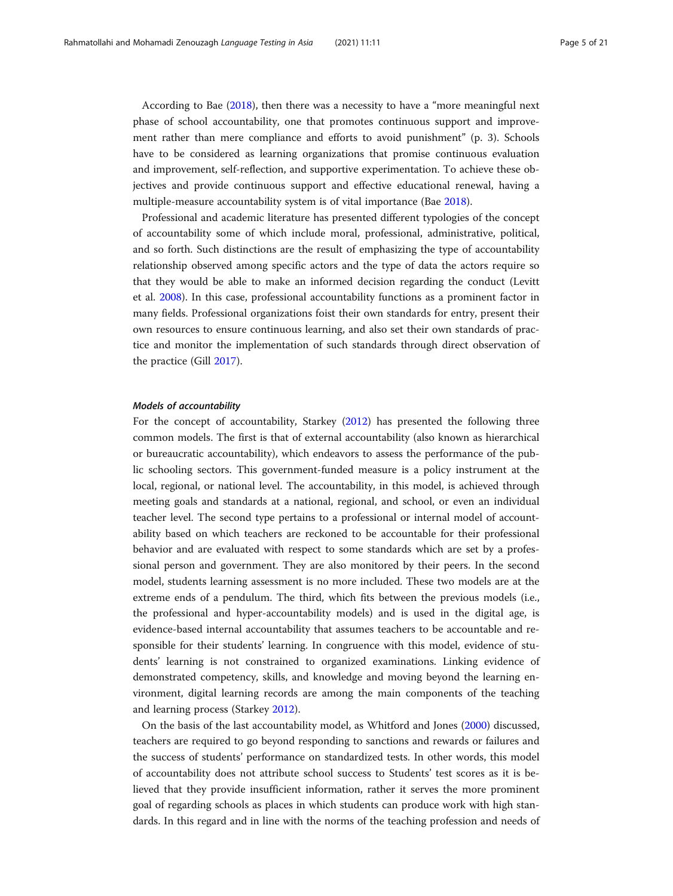According to Bae (2018), then there was a necessity to have a "more meaningful next phase of school accountability, one that promotes continuous support and improvement rather than mere compliance and efforts to avoid punishment" (p. 3). Schools have to be considered as learning organizations that promise continuous evaluation and improvement, self-reflection, and supportive experimentation. To achieve these objectives and provide continuous support and effective educational renewal, having a multiple-measure accountability system is of vital importance (Bae 2018).

Professional and academic literature has presented different typologies of the concept of accountability some of which include moral, professional, administrative, political, and so forth. Such distinctions are the result of emphasizing the type of accountability relationship observed among specific actors and the type of data the actors require so that they would be able to make an informed decision regarding the conduct (Levitt et al. 2008). In this case, professional accountability functions as a prominent factor in many fields. Professional organizations foist their own standards for entry, present their own resources to ensure continuous learning, and also set their own standards of practice and monitor the implementation of such standards through direct observation of the practice (Gill 2017).

#### *Models of accountability*

For the concept of accountability, Starkey (2012) has presented the following three common models. The first is that of external accountability (also known as hierarchical or bureaucratic accountability), which endeavors to assess the performance of the public schooling sectors. This government-funded measure is a policy instrument at the local, regional, or national level. The accountability, in this model, is achieved through meeting goals and standards at a national, regional, and school, or even an individual teacher level. The second type pertains to a professional or internal model of accountability based on which teachers are reckoned to be accountable for their professional behavior and are evaluated with respect to some standards which are set by a professional person and government. They are also monitored by their peers. In the second model, students learning assessment is no more included. These two models are at the extreme ends of a pendulum. The third, which fits between the previous models (i.e., the professional and hyper-accountability models) and is used in the digital age, is evidence-based internal accountability that assumes teachers to be accountable and responsible for their students' learning. In congruence with this model, evidence of students' learning is not constrained to organized examinations. Linking evidence of demonstrated competency, skills, and knowledge and moving beyond the learning environment, digital learning records are among the main components of the teaching and learning process (Starkey 2012).

On the basis of the last accountability model, as Whitford and Jones (2000) discussed, teachers are required to go beyond responding to sanctions and rewards or failures and the success of students' performance on standardized tests. In other words, this model of accountability does not attribute school success to Students' test scores as it is believed that they provide insufficient information, rather it serves the more prominent goal of regarding schools as places in which students can produce work with high standards. In this regard and in line with the norms of the teaching profession and needs of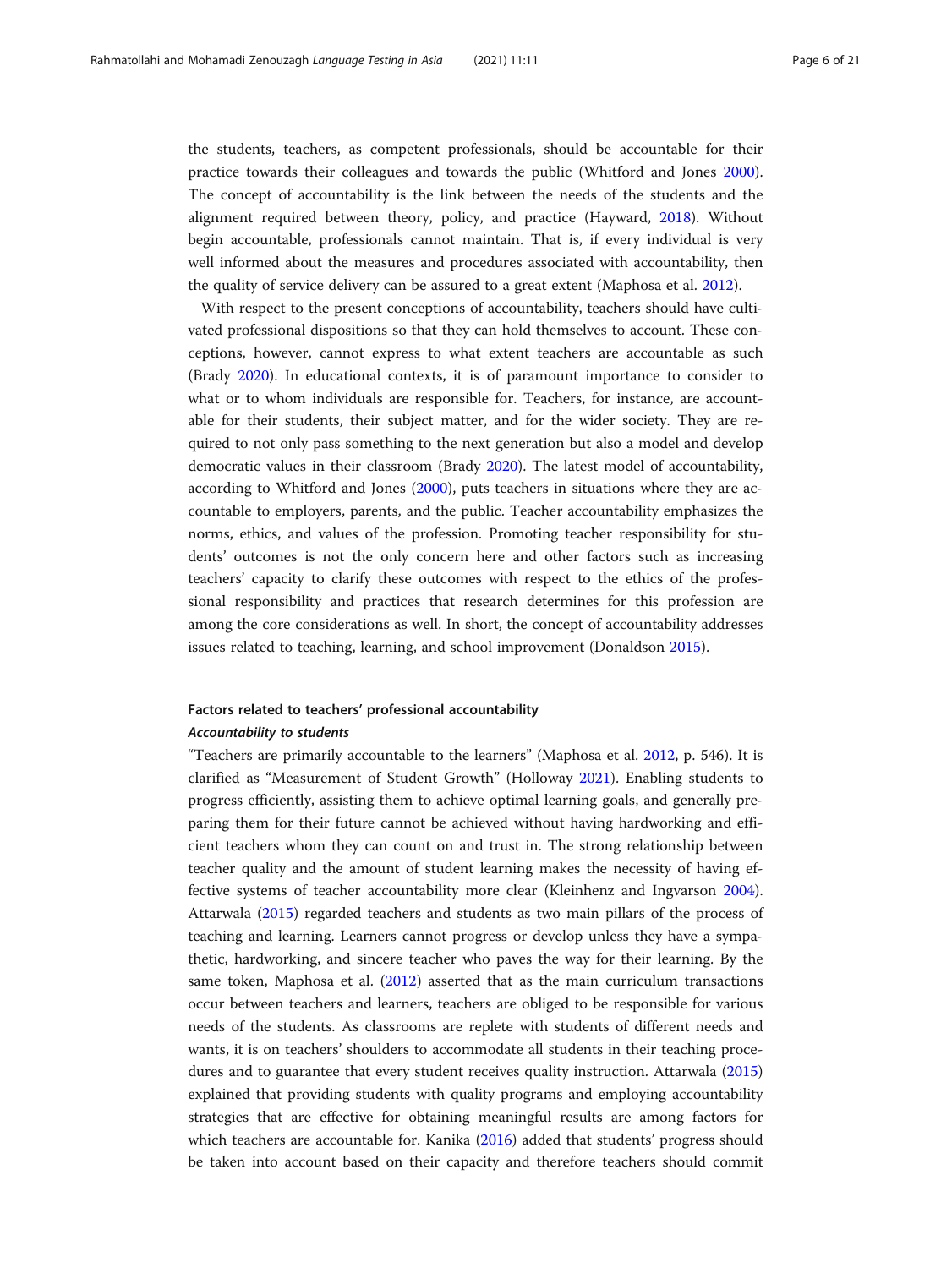the students, teachers, as competent professionals, should be accountable for their practice towards their colleagues and towards the public (Whitford and Jones 2000). The concept of accountability is the link between the needs of the students and the alignment required between theory, policy, and practice (Hayward, 2018). Without begin accountable, professionals cannot maintain. That is, if every individual is very well informed about the measures and procedures associated with accountability, then the quality of service delivery can be assured to a great extent (Maphosa et al. 2012).

With respect to the present conceptions of accountability, teachers should have cultivated professional dispositions so that they can hold themselves to account. These conceptions, however, cannot express to what extent teachers are accountable as such (Brady 2020). In educational contexts, it is of paramount importance to consider to what or to whom individuals are responsible for. Teachers, for instance, are accountable for their students, their subject matter, and for the wider society. They are required to not only pass something to the next generation but also a model and develop democratic values in their classroom (Brady 2020). The latest model of accountability, according to Whitford and Jones (2000), puts teachers in situations where they are accountable to employers, parents, and the public. Teacher accountability emphasizes the norms, ethics, and values of the profession. Promoting teacher responsibility for students' outcomes is not the only concern here and other factors such as increasing teachers' capacity to clarify these outcomes with respect to the ethics of the professional responsibility and practices that research determines for this profession are among the core considerations as well. In short, the concept of accountability addresses issues related to teaching, learning, and school improvement (Donaldson 2015).

## Factors related to teachers' professional accountability

### *Accountability to students*

"Teachers are primarily accountable to the learners" (Maphosa et al. 2012, p. 546). It is clarified as "Measurement of Student Growth" (Holloway 2021). Enabling students to progress efficiently, assisting them to achieve optimal learning goals, and generally preparing them for their future cannot be achieved without having hardworking and efficient teachers whom they can count on and trust in. The strong relationship between teacher quality and the amount of student learning makes the necessity of having effective systems of teacher accountability more clear (Kleinhenz and Ingvarson 2004). Attarwala (2015) regarded teachers and students as two main pillars of the process of teaching and learning. Learners cannot progress or develop unless they have a sympathetic, hardworking, and sincere teacher who paves the way for their learning. By the same token, Maphosa et al. (2012) asserted that as the main curriculum transactions occur between teachers and learners, teachers are obliged to be responsible for various needs of the students. As classrooms are replete with students of different needs and wants, it is on teachers' shoulders to accommodate all students in their teaching procedures and to guarantee that every student receives quality instruction. Attarwala (2015) explained that providing students with quality programs and employing accountability strategies that are effective for obtaining meaningful results are among factors for which teachers are accountable for. Kanika (2016) added that students' progress should be taken into account based on their capacity and therefore teachers should commit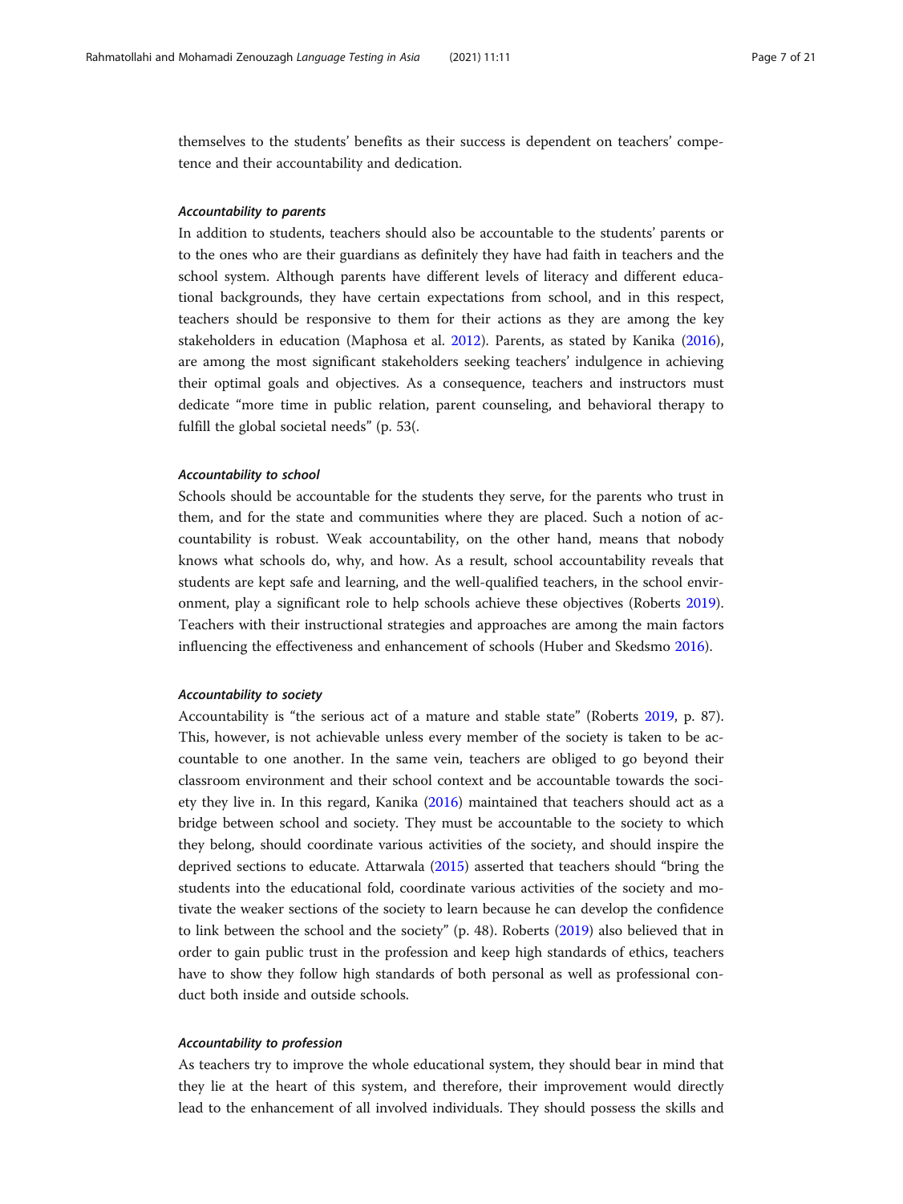themselves to the students' benefits as their success is dependent on teachers' competence and their accountability and dedication.

#### *Accountability to parents*

In addition to students, teachers should also be accountable to the students' parents or to the ones who are their guardians as definitely they have had faith in teachers and the school system. Although parents have different levels of literacy and different educational backgrounds, they have certain expectations from school, and in this respect, teachers should be responsive to them for their actions as they are among the key stakeholders in education (Maphosa et al. 2012). Parents, as stated by Kanika (2016), are among the most significant stakeholders seeking teachers' indulgence in achieving their optimal goals and objectives. As a consequence, teachers and instructors must dedicate "more time in public relation, parent counseling, and behavioral therapy to fulfill the global societal needs" (p. 53(.

#### *Accountability to school*

Schools should be accountable for the students they serve, for the parents who trust in them, and for the state and communities where they are placed. Such a notion of accountability is robust. Weak accountability, on the other hand, means that nobody knows what schools do, why, and how. As a result, school accountability reveals that students are kept safe and learning, and the well-qualified teachers, in the school environment, play a significant role to help schools achieve these objectives (Roberts 2019). Teachers with their instructional strategies and approaches are among the main factors influencing the effectiveness and enhancement of schools (Huber and Skedsmo 2016).

#### *Accountability to society*

Accountability is "the serious act of a mature and stable state" (Roberts 2019, p. 87). This, however, is not achievable unless every member of the society is taken to be accountable to one another. In the same vein, teachers are obliged to go beyond their classroom environment and their school context and be accountable towards the society they live in. In this regard, Kanika (2016) maintained that teachers should act as a bridge between school and society. They must be accountable to the society to which they belong, should coordinate various activities of the society, and should inspire the deprived sections to educate. Attarwala (2015) asserted that teachers should "bring the students into the educational fold, coordinate various activities of the society and motivate the weaker sections of the society to learn because he can develop the confidence to link between the school and the society" (p. 48). Roberts (2019) also believed that in order to gain public trust in the profession and keep high standards of ethics, teachers have to show they follow high standards of both personal as well as professional conduct both inside and outside schools.

#### *Accountability to profession*

As teachers try to improve the whole educational system, they should bear in mind that they lie at the heart of this system, and therefore, their improvement would directly lead to the enhancement of all involved individuals. They should possess the skills and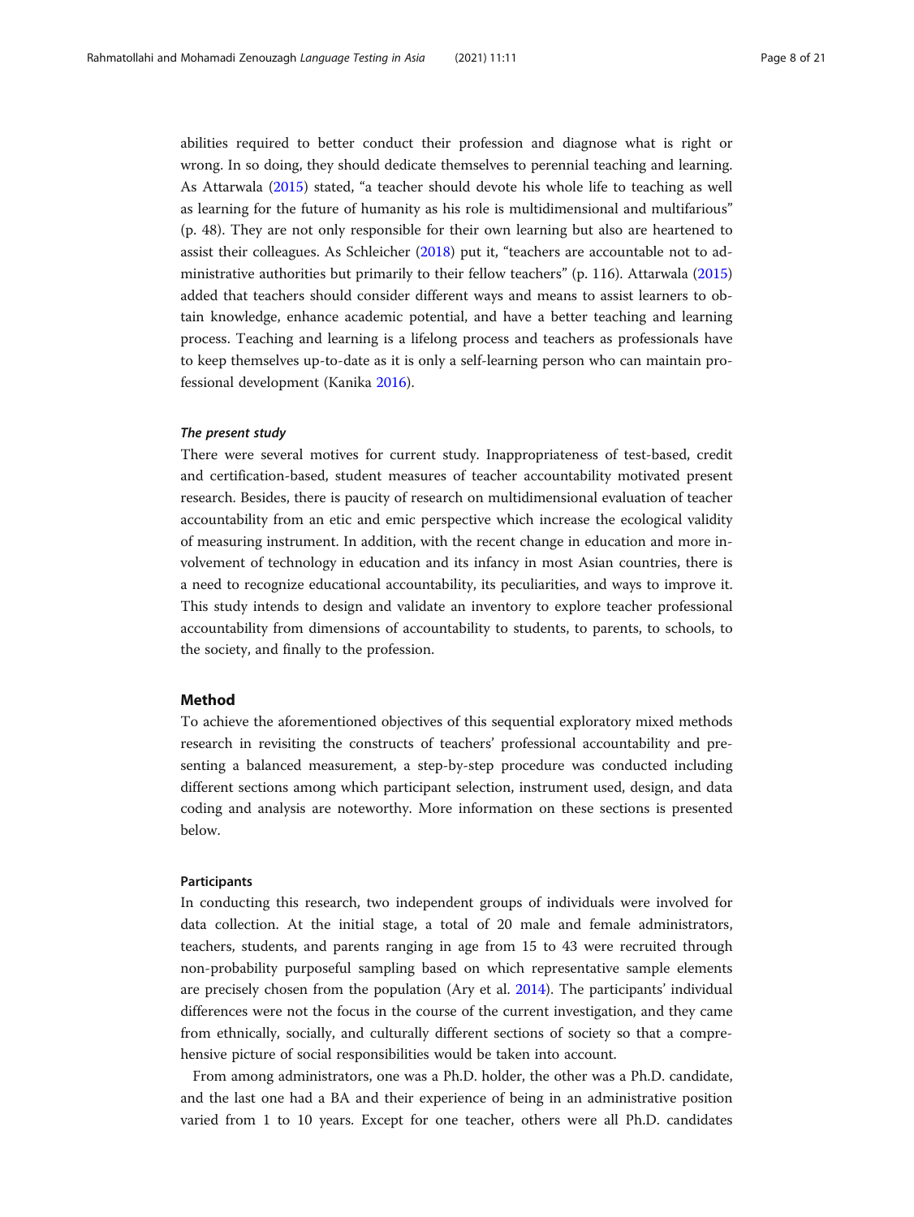abilities required to better conduct their profession and diagnose what is right or wrong. In so doing, they should dedicate themselves to perennial teaching and learning. As Attarwala (2015) stated, "a teacher should devote his whole life to teaching as well as learning for the future of humanity as his role is multidimensional and multifarious" (p. 48). They are not only responsible for their own learning but also are heartened to assist their colleagues. As Schleicher (2018) put it, "teachers are accountable not to administrative authorities but primarily to their fellow teachers" (p. 116). Attarwala (2015) added that teachers should consider different ways and means to assist learners to obtain knowledge, enhance academic potential, and have a better teaching and learning process. Teaching and learning is a lifelong process and teachers as professionals have to keep themselves up-to-date as it is only a self-learning person who can maintain professional development (Kanika 2016).

#### *The present study*

There were several motives for current study. Inappropriateness of test-based, credit and certification-based, student measures of teacher accountability motivated present research. Besides, there is paucity of research on multidimensional evaluation of teacher accountability from an etic and emic perspective which increase the ecological validity of measuring instrument. In addition, with the recent change in education and more involvement of technology in education and its infancy in most Asian countries, there is a need to recognize educational accountability, its peculiarities, and ways to improve it. This study intends to design and validate an inventory to explore teacher professional accountability from dimensions of accountability to students, to parents, to schools, to the society, and finally to the profession.

## Method

To achieve the aforementioned objectives of this sequential exploratory mixed methods research in revisiting the constructs of teachers' professional accountability and presenting a balanced measurement, a step-by-step procedure was conducted including different sections among which participant selection, instrument used, design, and data coding and analysis are noteworthy. More information on these sections is presented below.

### Participants

In conducting this research, two independent groups of individuals were involved for data collection. At the initial stage, a total of 20 male and female administrators, teachers, students, and parents ranging in age from 15 to 43 were recruited through non-probability purposeful sampling based on which representative sample elements are precisely chosen from the population (Ary et al. 2014). The participants' individual differences were not the focus in the course of the current investigation, and they came from ethnically, socially, and culturally different sections of society so that a comprehensive picture of social responsibilities would be taken into account.

From among administrators, one was a Ph.D. holder, the other was a Ph.D. candidate, and the last one had a BA and their experience of being in an administrative position varied from 1 to 10 years. Except for one teacher, others were all Ph.D. candidates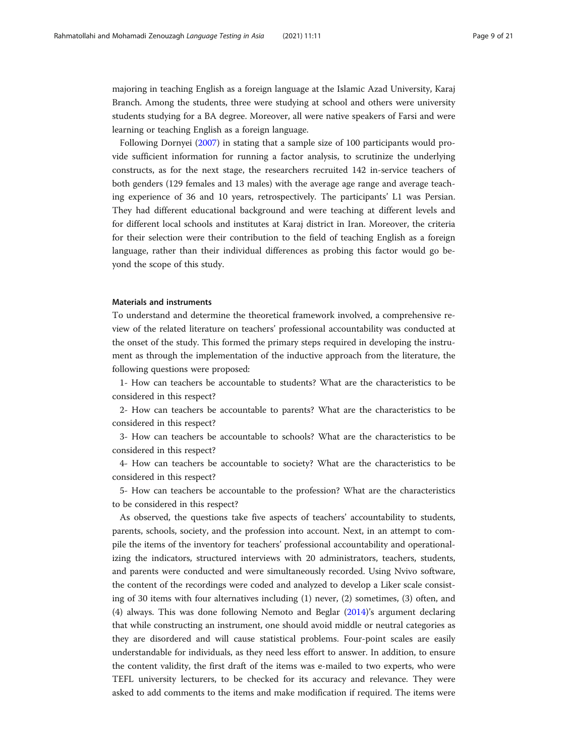majoring in teaching English as a foreign language at the Islamic Azad University, Karaj Branch. Among the students, three were studying at school and others were university students studying for a BA degree. Moreover, all were native speakers of Farsi and were learning or teaching English as a foreign language.

Following Dornyei (2007) in stating that a sample size of 100 participants would provide sufficient information for running a factor analysis, to scrutinize the underlying constructs, as for the next stage, the researchers recruited 142 in-service teachers of both genders (129 females and 13 males) with the average age range and average teaching experience of 36 and 10 years, retrospectively. The participants' L1 was Persian. They had different educational background and were teaching at different levels and for different local schools and institutes at Karaj district in Iran. Moreover, the criteria for their selection were their contribution to the field of teaching English as a foreign language, rather than their individual differences as probing this factor would go beyond the scope of this study.

### Materials and instruments

To understand and determine the theoretical framework involved, a comprehensive review of the related literature on teachers' professional accountability was conducted at the onset of the study. This formed the primary steps required in developing the instrument as through the implementation of the inductive approach from the literature, the following questions were proposed:

1- How can teachers be accountable to students? What are the characteristics to be considered in this respect?

2- How can teachers be accountable to parents? What are the characteristics to be considered in this respect?

3- How can teachers be accountable to schools? What are the characteristics to be considered in this respect?

4- How can teachers be accountable to society? What are the characteristics to be considered in this respect?

5- How can teachers be accountable to the profession? What are the characteristics to be considered in this respect?

As observed, the questions take five aspects of teachers' accountability to students, parents, schools, society, and the profession into account. Next, in an attempt to compile the items of the inventory for teachers' professional accountability and operationalizing the indicators, structured interviews with 20 administrators, teachers, students, and parents were conducted and were simultaneously recorded. Using Nvivo software, the content of the recordings were coded and analyzed to develop a Liker scale consisting of 30 items with four alternatives including (1) never, (2) sometimes, (3) often, and (4) always. This was done following Nemoto and Beglar (2014)'s argument declaring that while constructing an instrument, one should avoid middle or neutral categories as they are disordered and will cause statistical problems. Four-point scales are easily understandable for individuals, as they need less effort to answer. In addition, to ensure the content validity, the first draft of the items was e-mailed to two experts, who were TEFL university lecturers, to be checked for its accuracy and relevance. They were asked to add comments to the items and make modification if required. The items were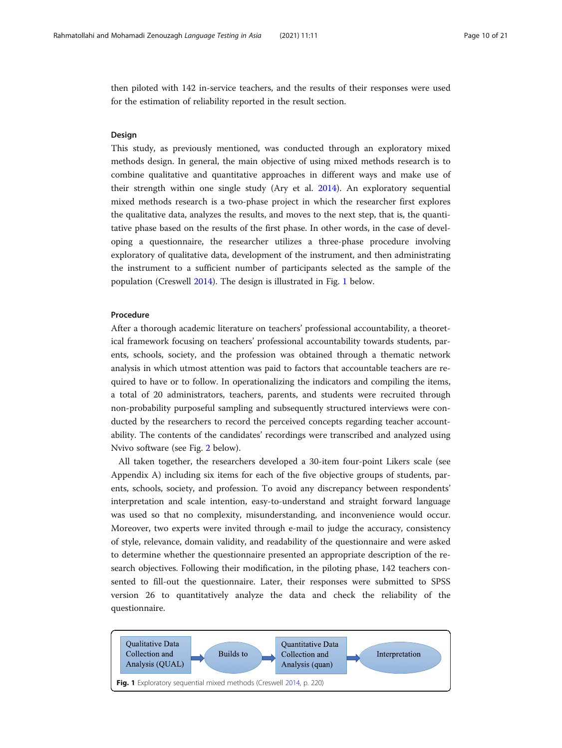then piloted with 142 in-service teachers, and the results of their responses were used for the estimation of reliability reported in the result section.

### Design

This study, as previously mentioned, was conducted through an exploratory mixed methods design. In general, the main objective of using mixed methods research is to combine qualitative and quantitative approaches in different ways and make use of their strength within one single study (Ary et al. 2014). An exploratory sequential mixed methods research is a two-phase project in which the researcher first explores the qualitative data, analyzes the results, and moves to the next step, that is, the quantitative phase based on the results of the first phase. In other words, in the case of developing a questionnaire, the researcher utilizes a three-phase procedure involving exploratory of qualitative data, development of the instrument, and then administrating the instrument to a sufficient number of participants selected as the sample of the population (Creswell 2014). The design is illustrated in Fig. 1 below.

### Procedure

After a thorough academic literature on teachers' professional accountability, a theoretical framework focusing on teachers' professional accountability towards students, parents, schools, society, and the profession was obtained through a thematic network analysis in which utmost attention was paid to factors that accountable teachers are required to have or to follow. In operationalizing the indicators and compiling the items, a total of 20 administrators, teachers, parents, and students were recruited through non-probability purposeful sampling and subsequently structured interviews were conducted by the researchers to record the perceived concepts regarding teacher accountability. The contents of the candidates' recordings were transcribed and analyzed using Nvivo software (see Fig. 2 below).

All taken together, the researchers developed a 30-item four-point Likers scale (see Appendix A) including six items for each of the five objective groups of students, parents, schools, society, and profession. To avoid any discrepancy between respondents' interpretation and scale intention, easy-to-understand and straight forward language was used so that no complexity, misunderstanding, and inconvenience would occur. Moreover, two experts were invited through e-mail to judge the accuracy, consistency of style, relevance, domain validity, and readability of the questionnaire and were asked to determine whether the questionnaire presented an appropriate description of the research objectives. Following their modification, in the piloting phase, 142 teachers consented to fill-out the questionnaire. Later, their responses were submitted to SPSS version 26 to quantitatively analyze the data and check the reliability of the questionnaire.

Qualitative Data Collection and Analysis (QUAL) → Builds to → Quantitative Data Collection and Analysis (quan) → Interpretation

**Fig. 1** Exploratory sequential mixed methods (Creswell 2014, p. 220)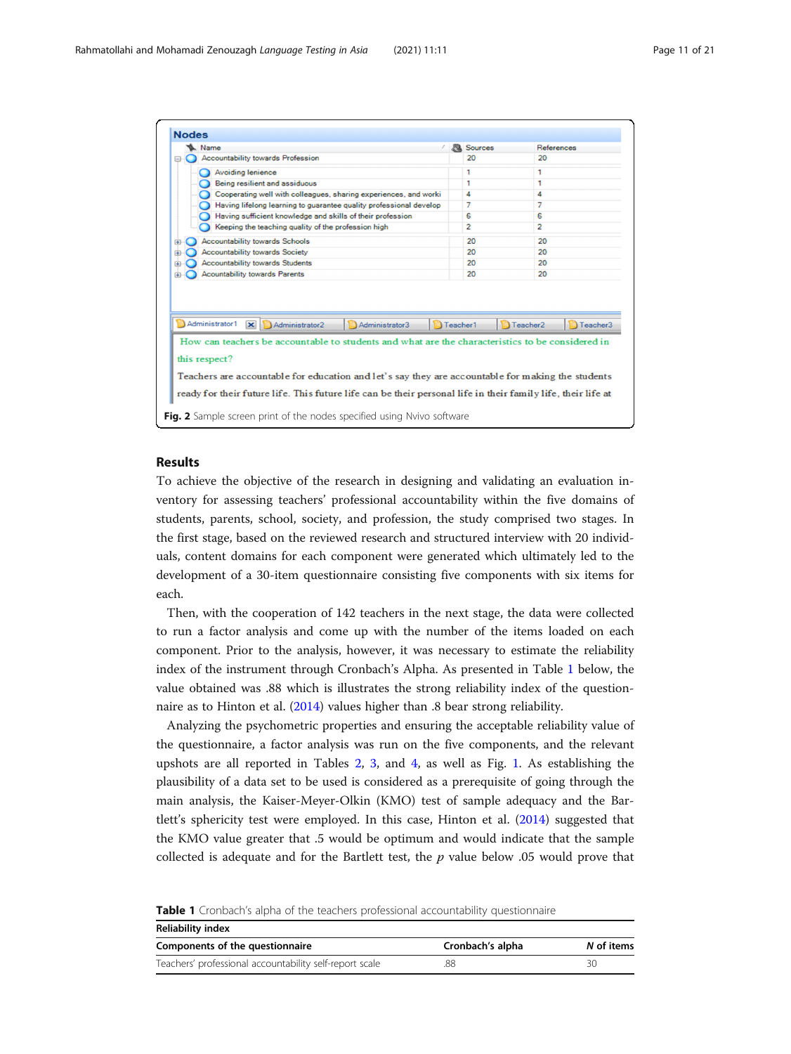**Fig. 2** Sample screen print of the nodes specified using Nvivo software

## Results

To achieve the objective of the research in designing and validating an evaluation inventory for assessing teachers' professional accountability within the five domains of students, parents, school, society, and profession, the study comprised two stages. In the first stage, based on the reviewed research and structured interview with 20 individuals, content domains for each component were generated which ultimately led to the development of a 30-item questionnaire consisting five components with six items for each.

Then, with the cooperation of 142 teachers in the next stage, the data were collected to run a factor analysis and come up with the number of the items loaded on each component. Prior to the analysis, however, it was necessary to estimate the reliability index of the instrument through Cronbach's Alpha. As presented in Table 1 below, the value obtained was .88 which is illustrates the strong reliability index of the questionnaire as to Hinton et al. (2014) values higher than .8 bear strong reliability.

Analyzing the psychometric properties and ensuring the acceptable reliability value of the questionnaire, a factor analysis was run on the five components, and the relevant upshots are all reported in Tables 2, 3, and 4, as well as Fig. 1. As establishing the plausibility of a data set to be used is considered as a prerequisite of going through the main analysis, the Kaiser-Meyer-Olkin (KMO) test of sample adequacy and the Bartlett's sphericity test were employed. In this case, Hinton et al. (2014) suggested that the KMO value greater that .5 would be optimum and would indicate that the sample collected is adequate and for the Bartlett test, the *p* value below .05 would prove that

**Table 1** Cronbach's alpha of the teachers professional accountability questionnaire

| Reliability index | | |
|---|---|---|
| **Components of the questionnaire** | **Cronbach's alpha** | ***N* of items** |
| Teachers' professional accountability self-report scale | .88 | 30 |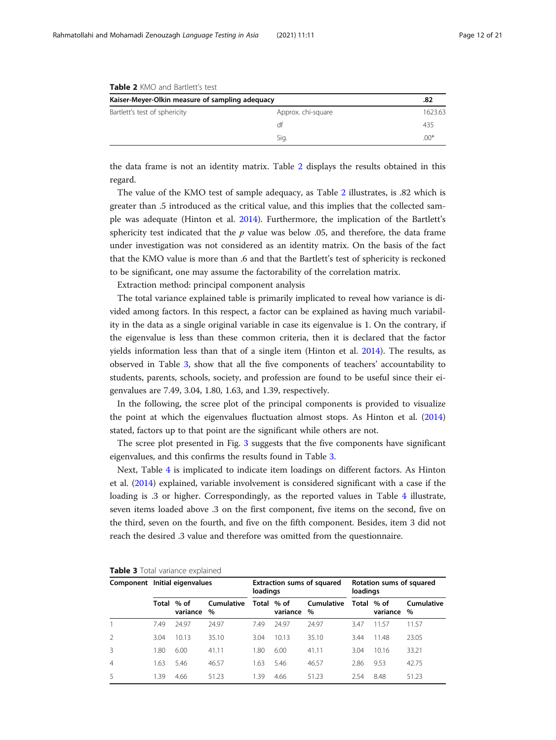**Table 2** KMO and Bartlett's test

| Kaiser-Meyer-Olkin measure of sampling adequacy | | .82 |
|---|---|---|
| Bartlett's test of sphericity | Approx. chi-square | 1623.63 |
| | df | 435 |
| | Sig. | .00* |

the data frame is not an identity matrix. Table 2 displays the results obtained in this regard.

The value of the KMO test of sample adequacy, as Table 2 illustrates, is .82 which is greater than .5 introduced as the critical value, and this implies that the collected sample was adequate (Hinton et al. 2014). Furthermore, the implication of the Bartlett's sphericity test indicated that the $p$ value was below .05, and therefore, the data frame under investigation was not considered as an identity matrix. On the basis of the fact that the KMO value is more than .6 and that the Bartlett's test of sphericity is reckoned to be significant, one may assume the factorability of the correlation matrix.

Extraction method: principal component analysis

The total variance explained table is primarily implicated to reveal how variance is divided among factors. In this respect, a factor can be explained as having much variability in the data as a single original variable in case its eigenvalue is 1. On the contrary, if the eigenvalue is less than these common criteria, then it is declared that the factor yields information less than that of a single item (Hinton et al. 2014). The results, as observed in Table 3, show that all the five components of teachers' accountability to students, parents, schools, society, and profession are found to be useful since their eigenvalues are 7.49, 3.04, 1.80, 1.63, and 1.39, respectively.

In the following, the scree plot of the principal components is provided to visualize the point at which the eigenvalues fluctuation almost stops. As Hinton et al. (2014) stated, factors up to that point are the significant while others are not.

The scree plot presented in Fig. 3 suggests that the five components have significant eigenvalues, and this confirms the results found in Table 3.

Next, Table 4 is implicated to indicate item loadings on different factors. As Hinton et al. (2014) explained, variable involvement is considered significant with a case if the loading is .3 or higher. Correspondingly, as the reported values in Table 4 illustrate, seven items loaded above .3 on the first component, five items on the second, five on the third, seven on the fourth, and five on the fifth component. Besides, item 3 did not reach the desired .3 value and therefore was omitted from the questionnaire.

**Table 3** Total variance explained

| Component | Initial eigenvalues | | | Extraction sums of squared loadings | | | Rotation sums of squared loadings | | |
|---|---|---|---|---|---|---|---|---|---|
| | Total | % of variance | Cumulative % | Total | % of variance | Cumulative % | Total | % of variance | Cumulative % |
| 1 | 7.49 | 24.97 | 24.97 | 7.49 | 24.97 | 24.97 | 3.47 | 11.57 | 11.57 |
| 2 | 3.04 | 10.13 | 35.10 | 3.04 | 10.13 | 35.10 | 3.44 | 11.48 | 23.05 |
| 3 | 1.80 | 6.00 | 41.11 | 1.80 | 6.00 | 41.11 | 3.04 | 10.16 | 33.21 |
| 4 | 1.63 | 5.46 | 46.57 | 1.63 | 5.46 | 46.57 | 2.86 | 9.53 | 42.75 |
| 5 | 1.39 | 4.66 | 51.23 | 1.39 | 4.66 | 51.23 | 2.54 | 8.48 | 51.23 |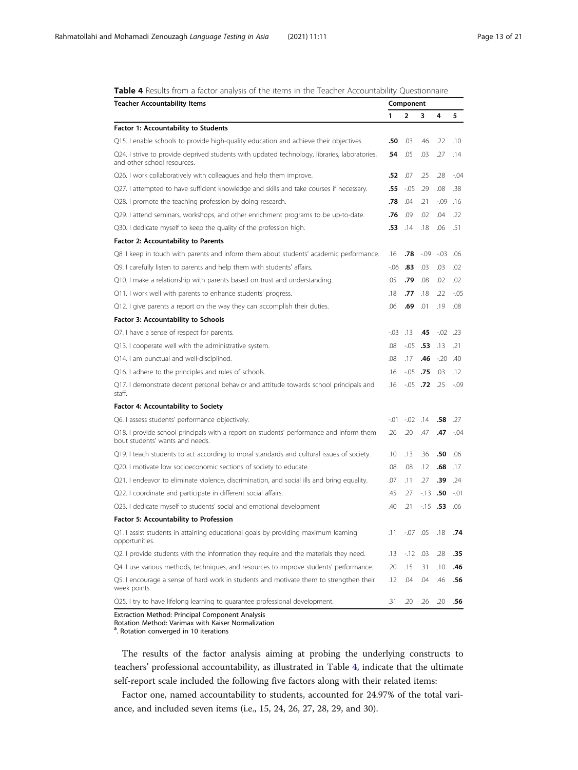**Table 4** Results from a factor analysis of the items in the Teacher Accountability Questionnaire

| Teacher Accountability Items | Component | | | | |
|---|---|---|---|---|---|
| | 1 | 2 | 3 | 4 | 5 |
| **Factor 1: Accountability to Students** | | | | | |
| Q15. I enable schools to provide high-quality education and achieve their objectives | **.50** | .03 | .46 | .22 | .10 |
| Q24. I strive to provide deprived students with updated technology, libraries, laboratories, and other school resources. | **.54** | .05 | .03 | .27 | .14 |
| Q26. I work collaboratively with colleagues and help them improve. | **.52** | .07 | .25 | .28 | -.04 |
| Q27. I attempted to have sufficient knowledge and skills and take courses if necessary. | **.55** | -.05 | .29 | .08 | .38 |
| Q28. I promote the teaching profession by doing research. | **.78** | .04 | .21 | -.09 | .16 |
| Q29. I attend seminars, workshops, and other enrichment programs to be up-to-date. | **.76** | .09 | .02 | .04 | .22 |
| Q30. I dedicate myself to keep the quality of the profession high. | **.53** | .14 | .18 | .06 | .51 |
| **Factor 2: Accountability to Parents** | | | | | |
| Q8. I keep in touch with parents and inform them about students' academic performance. | .16 | **.78** | -.09 | -.03 | .06 |
| Q9. I carefully listen to parents and help them with students' affairs. | -.06 | **.83** | .03 | .03 | .02 |
| Q10. I make a relationship with parents based on trust and understanding. | .05 | **.79** | .08 | .02 | .02 |
| Q11. I work well with parents to enhance students' progress. | .18 | **.77** | .18 | .22 | -.05 |
| Q12. I give parents a report on the way they can accomplish their duties. | .06 | **.69** | .01 | .19 | .08 |
| **Factor 3: Accountability to Schools** | | | | | |
| Q7. I have a sense of respect for parents. | -.03 | .13 | **.45** | -.02 | .23 |
| Q13. I cooperate well with the administrative system. | .08 | -.05 | **.53** | .13 | .21 |
| Q14. I am punctual and well-disciplined. | .08 | .17 | **.46** | -.20 | .40 |
| Q16. I adhere to the principles and rules of schools. | .16 | -.05 | **.75** | .03 | .12 |
| Q17. I demonstrate decent personal behavior and attitude towards school principals and staff. | .16 | -.05 | **.72** | .25 | -.09 |
| **Factor 4: Accountability to Society** | | | | | |
| Q6. I assess students' performance objectively. | -.01 | -.02 | .14 | **.58** | .27 |
| Q18. I provide school principals with a report on students' performance and inform them bout students' wants and needs. | .26 | .20 | .47 | **.47** | -.04 |
| Q19. I teach students to act according to moral standards and cultural issues of society. | .10 | .13 | .36 | **.50** | .06 |
| Q20. I motivate low socioeconomic sections of society to educate. | .08 | .08 | .12 | **.68** | .17 |
| Q21. I endeavor to eliminate violence, discrimination, and social ills and bring equality. | .07 | .11 | .27 | **.39** | .24 |
| Q22. I coordinate and participate in different social affairs. | .45 | .27 | -.13 | **.50** | -.01 |
| Q23. I dedicate myself to students' social and emotional development | .40 | .21 | -.15 | **.53** | .06 |
| **Factor 5: Accountability to Profession** | | | | | |
| Q1. I assist students in attaining educational goals by providing maximum learning opportunities. | .11 | -.07 | .05 | .18 | **.74** |
| Q2. I provide students with the information they require and the materials they need. | .13 | -.12 | .03 | .28 | **.35** |
| Q4. I use various methods, techniques, and resources to improve students' performance. | .20 | .15 | .31 | .10 | **.46** |
| Q5. I encourage a sense of hard work in students and motivate them to strengthen their week points. | .12 | .04 | .04 | .46 | **.56** |
| Q25. I try to have lifelong learning to guarantee professional development. | .31 | .20 | .26 | .20 | **.56** |

Extraction Method: Principal Component Analysis
Rotation Method: Varimax with Kaiser Normalization
[a]. Rotation converged in 10 iterations

The results of the factor analysis aiming at probing the underlying constructs to teachers' professional accountability, as illustrated in Table 4, indicate that the ultimate self-report scale included the following five factors along with their related items:

Factor one, named accountability to students, accounted for 24.97% of the total variance, and included seven items (i.e., 15, 24, 26, 27, 28, 29, and 30).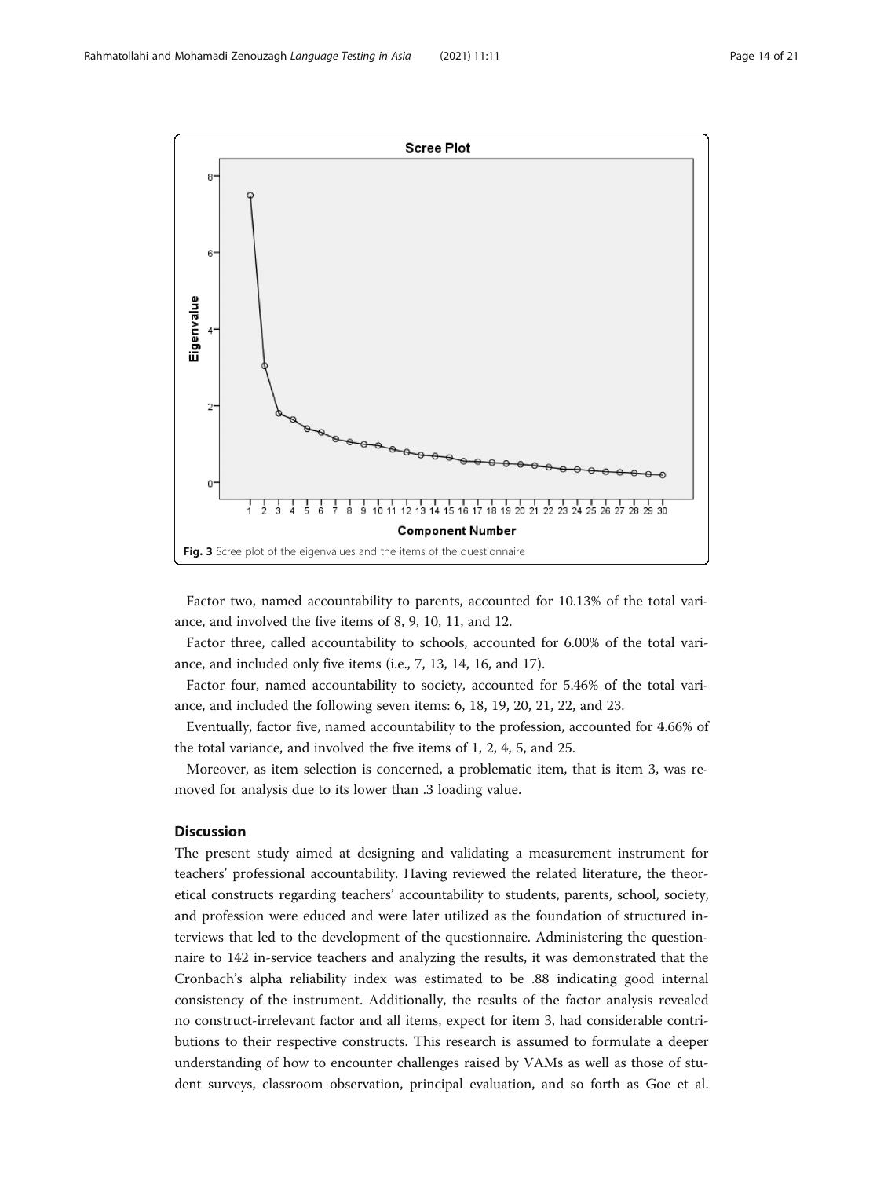Fig. 3 Scree plot of the eigenvalues and the items of the questionnaire

Factor two, named accountability to parents, accounted for 10.13% of the total variance, and involved the five items of 8, 9, 10, 11, and 12.

Factor three, called accountability to schools, accounted for 6.00% of the total variance, and included only five items (i.e., 7, 13, 14, 16, and 17).

Factor four, named accountability to society, accounted for 5.46% of the total variance, and included the following seven items: 6, 18, 19, 20, 21, 22, and 23.

Eventually, factor five, named accountability to the profession, accounted for 4.66% of the total variance, and involved the five items of 1, 2, 4, 5, and 25.

Moreover, as item selection is concerned, a problematic item, that is item 3, was removed for analysis due to its lower than .3 loading value.

## Discussion

The present study aimed at designing and validating a measurement instrument for teachers' professional accountability. Having reviewed the related literature, the theoretical constructs regarding teachers' accountability to students, parents, school, society, and profession were educed and were later utilized as the foundation of structured interviews that led to the development of the questionnaire. Administering the questionnaire to 142 in-service teachers and analyzing the results, it was demonstrated that the Cronbach's alpha reliability index was estimated to be .88 indicating good internal consistency of the instrument. Additionally, the results of the factor analysis revealed no construct-irrelevant factor and all items, expect for item 3, had considerable contributions to their respective constructs. This research is assumed to formulate a deeper understanding of how to encounter challenges raised by VAMs as well as those of student surveys, classroom observation, principal evaluation, and so forth as Goe et al.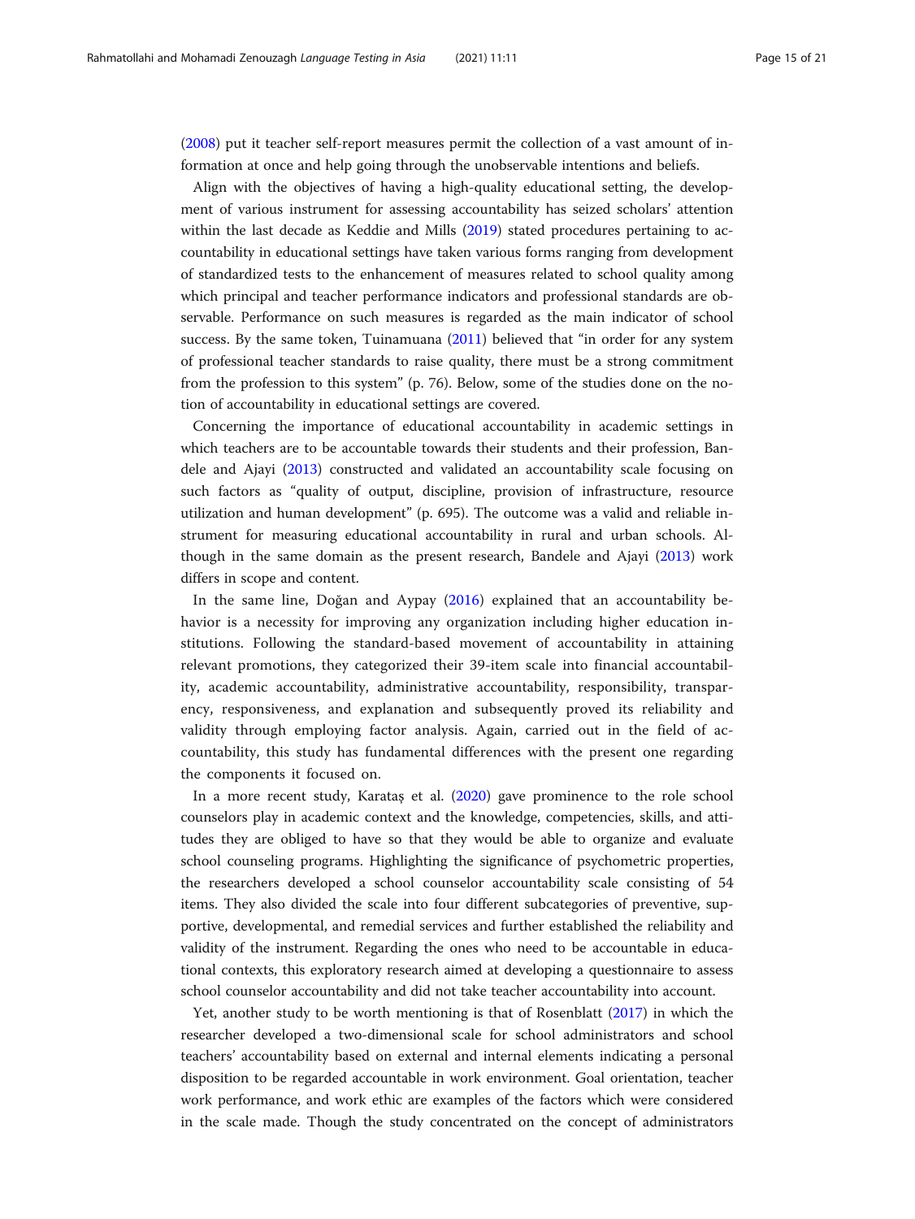(2008) put it teacher self-report measures permit the collection of a vast amount of information at once and help going through the unobservable intentions and beliefs.

Align with the objectives of having a high-quality educational setting, the development of various instrument for assessing accountability has seized scholars' attention within the last decade as Keddie and Mills (2019) stated procedures pertaining to accountability in educational settings have taken various forms ranging from development of standardized tests to the enhancement of measures related to school quality among which principal and teacher performance indicators and professional standards are observable. Performance on such measures is regarded as the main indicator of school success. By the same token, Tuinamuana (2011) believed that "in order for any system of professional teacher standards to raise quality, there must be a strong commitment from the profession to this system" (p. 76). Below, some of the studies done on the notion of accountability in educational settings are covered.

Concerning the importance of educational accountability in academic settings in which teachers are to be accountable towards their students and their profession, Bandele and Ajayi (2013) constructed and validated an accountability scale focusing on such factors as "quality of output, discipline, provision of infrastructure, resource utilization and human development" (p. 695). The outcome was a valid and reliable instrument for measuring educational accountability in rural and urban schools. Although in the same domain as the present research, Bandele and Ajayi (2013) work differs in scope and content.

In the same line, Doğan and Aypay (2016) explained that an accountability behavior is a necessity for improving any organization including higher education institutions. Following the standard-based movement of accountability in attaining relevant promotions, they categorized their 39-item scale into financial accountability, academic accountability, administrative accountability, responsibility, transparency, responsiveness, and explanation and subsequently proved its reliability and validity through employing factor analysis. Again, carried out in the field of accountability, this study has fundamental differences with the present one regarding the components it focused on.

In a more recent study, Karataş et al. (2020) gave prominence to the role school counselors play in academic context and the knowledge, competencies, skills, and attitudes they are obliged to have so that they would be able to organize and evaluate school counseling programs. Highlighting the significance of psychometric properties, the researchers developed a school counselor accountability scale consisting of 54 items. They also divided the scale into four different subcategories of preventive, supportive, developmental, and remedial services and further established the reliability and validity of the instrument. Regarding the ones who need to be accountable in educational contexts, this exploratory research aimed at developing a questionnaire to assess school counselor accountability and did not take teacher accountability into account.

Yet, another study to be worth mentioning is that of Rosenblatt (2017) in which the researcher developed a two-dimensional scale for school administrators and school teachers' accountability based on external and internal elements indicating a personal disposition to be regarded accountable in work environment. Goal orientation, teacher work performance, and work ethic are examples of the factors which were considered in the scale made. Though the study concentrated on the concept of administrators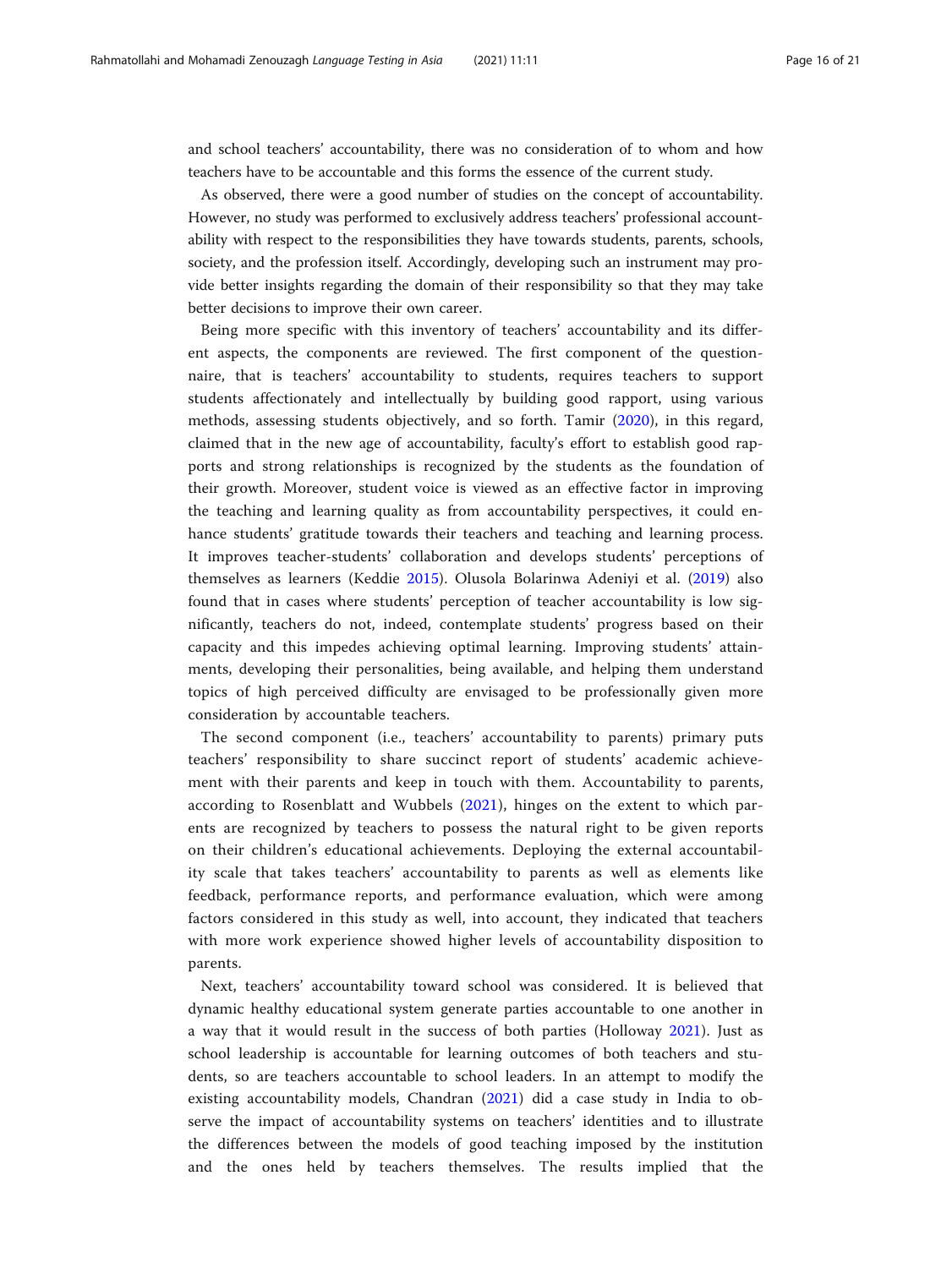and school teachers' accountability, there was no consideration of to whom and how teachers have to be accountable and this forms the essence of the current study.

As observed, there were a good number of studies on the concept of accountability. However, no study was performed to exclusively address teachers' professional accountability with respect to the responsibilities they have towards students, parents, schools, society, and the profession itself. Accordingly, developing such an instrument may provide better insights regarding the domain of their responsibility so that they may take better decisions to improve their own career.

Being more specific with this inventory of teachers' accountability and its different aspects, the components are reviewed. The first component of the questionnaire, that is teachers' accountability to students, requires teachers to support students affectionately and intellectually by building good rapport, using various methods, assessing students objectively, and so forth. Tamir (2020), in this regard, claimed that in the new age of accountability, faculty's effort to establish good rapports and strong relationships is recognized by the students as the foundation of their growth. Moreover, student voice is viewed as an effective factor in improving the teaching and learning quality as from accountability perspectives, it could enhance students' gratitude towards their teachers and teaching and learning process. It improves teacher-students' collaboration and develops students' perceptions of themselves as learners (Keddie 2015). Olusola Bolarinwa Adeniyi et al. (2019) also found that in cases where students' perception of teacher accountability is low significantly, teachers do not, indeed, contemplate students' progress based on their capacity and this impedes achieving optimal learning. Improving students' attainments, developing their personalities, being available, and helping them understand topics of high perceived difficulty are envisaged to be professionally given more consideration by accountable teachers.

The second component (i.e., teachers' accountability to parents) primary puts teachers' responsibility to share succinct report of students' academic achievement with their parents and keep in touch with them. Accountability to parents, according to Rosenblatt and Wubbels (2021), hinges on the extent to which parents are recognized by teachers to possess the natural right to be given reports on their children's educational achievements. Deploying the external accountability scale that takes teachers' accountability to parents as well as elements like feedback, performance reports, and performance evaluation, which were among factors considered in this study as well, into account, they indicated that teachers with more work experience showed higher levels of accountability disposition to parents.

Next, teachers' accountability toward school was considered. It is believed that dynamic healthy educational system generate parties accountable to one another in a way that it would result in the success of both parties (Holloway 2021). Just as school leadership is accountable for learning outcomes of both teachers and students, so are teachers accountable to school leaders. In an attempt to modify the existing accountability models, Chandran (2021) did a case study in India to observe the impact of accountability systems on teachers' identities and to illustrate the differences between the models of good teaching imposed by the institution and the ones held by teachers themselves. The results implied that the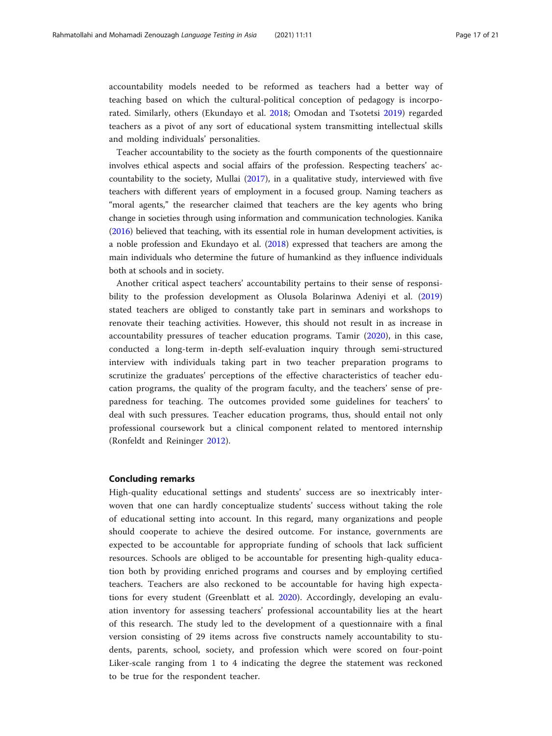accountability models needed to be reformed as teachers had a better way of teaching based on which the cultural-political conception of pedagogy is incorporated. Similarly, others (Ekundayo et al. 2018; Omodan and Tsotetsi 2019) regarded teachers as a pivot of any sort of educational system transmitting intellectual skills and molding individuals' personalities.

Teacher accountability to the society as the fourth components of the questionnaire involves ethical aspects and social affairs of the profession. Respecting teachers' accountability to the society, Mullai (2017), in a qualitative study, interviewed with five teachers with different years of employment in a focused group. Naming teachers as "moral agents," the researcher claimed that teachers are the key agents who bring change in societies through using information and communication technologies. Kanika (2016) believed that teaching, with its essential role in human development activities, is a noble profession and Ekundayo et al. (2018) expressed that teachers are among the main individuals who determine the future of humankind as they influence individuals both at schools and in society.

Another critical aspect teachers' accountability pertains to their sense of responsibility to the profession development as Olusola Bolarinwa Adeniyi et al. (2019) stated teachers are obliged to constantly take part in seminars and workshops to renovate their teaching activities. However, this should not result in as increase in accountability pressures of teacher education programs. Tamir (2020), in this case, conducted a long-term in-depth self-evaluation inquiry through semi-structured interview with individuals taking part in two teacher preparation programs to scrutinize the graduates' perceptions of the effective characteristics of teacher education programs, the quality of the program faculty, and the teachers' sense of preparedness for teaching. The outcomes provided some guidelines for teachers' to deal with such pressures. Teacher education programs, thus, should entail not only professional coursework but a clinical component related to mentored internship (Ronfeldt and Reininger 2012).

## Concluding remarks

High-quality educational settings and students' success are so inextricably interwoven that one can hardly conceptualize students' success without taking the role of educational setting into account. In this regard, many organizations and people should cooperate to achieve the desired outcome. For instance, governments are expected to be accountable for appropriate funding of schools that lack sufficient resources. Schools are obliged to be accountable for presenting high-quality education both by providing enriched programs and courses and by employing certified teachers. Teachers are also reckoned to be accountable for having high expectations for every student (Greenblatt et al. 2020). Accordingly, developing an evaluation inventory for assessing teachers' professional accountability lies at the heart of this research. The study led to the development of a questionnaire with a final version consisting of 29 items across five constructs namely accountability to students, parents, school, society, and profession which were scored on four-point Liker-scale ranging from 1 to 4 indicating the degree the statement was reckoned to be true for the respondent teacher.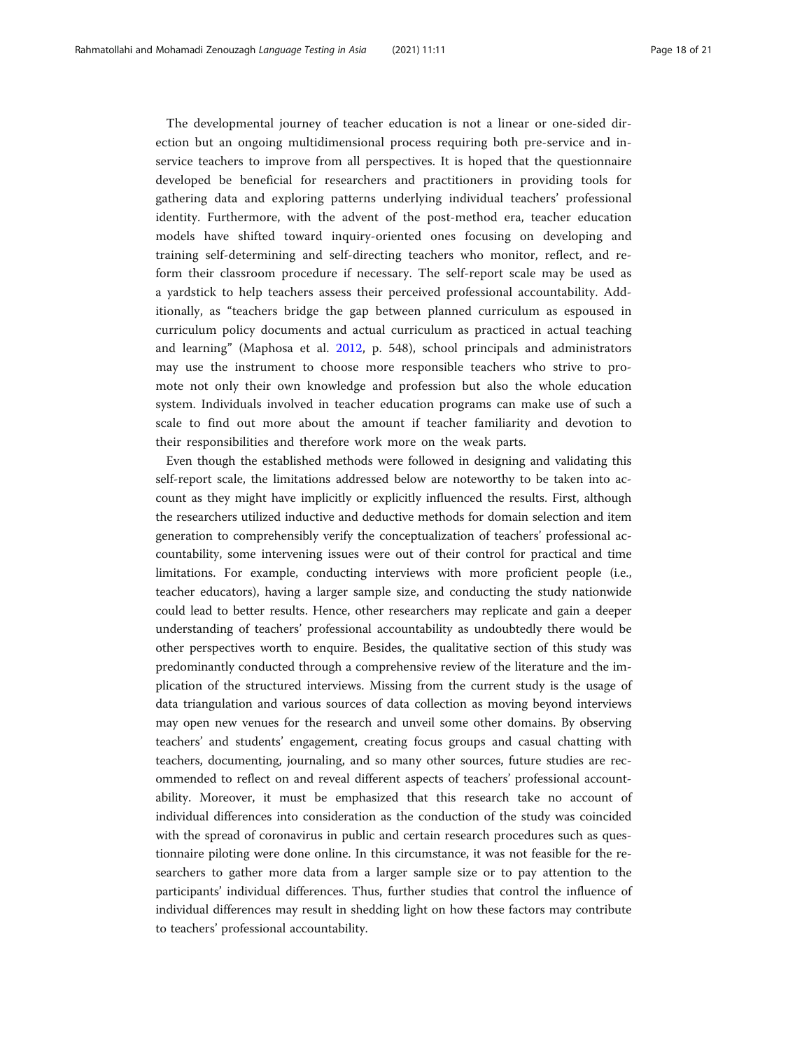The developmental journey of teacher education is not a linear or one-sided direction but an ongoing multidimensional process requiring both pre-service and in-service teachers to improve from all perspectives. It is hoped that the questionnaire developed be beneficial for researchers and practitioners in providing tools for gathering data and exploring patterns underlying individual teachers' professional identity. Furthermore, with the advent of the post-method era, teacher education models have shifted toward inquiry-oriented ones focusing on developing and training self-determining and self-directing teachers who monitor, reflect, and reform their classroom procedure if necessary. The self-report scale may be used as a yardstick to help teachers assess their perceived professional accountability. Additionally, as "teachers bridge the gap between planned curriculum as espoused in curriculum policy documents and actual curriculum as practiced in actual teaching and learning" (Maphosa et al. 2012, p. 548), school principals and administrators may use the instrument to choose more responsible teachers who strive to promote not only their own knowledge and profession but also the whole education system. Individuals involved in teacher education programs can make use of such a scale to find out more about the amount if teacher familiarity and devotion to their responsibilities and therefore work more on the weak parts.

Even though the established methods were followed in designing and validating this self-report scale, the limitations addressed below are noteworthy to be taken into account as they might have implicitly or explicitly influenced the results. First, although the researchers utilized inductive and deductive methods for domain selection and item generation to comprehensibly verify the conceptualization of teachers' professional accountability, some intervening issues were out of their control for practical and time limitations. For example, conducting interviews with more proficient people (i.e., teacher educators), having a larger sample size, and conducting the study nationwide could lead to better results. Hence, other researchers may replicate and gain a deeper understanding of teachers' professional accountability as undoubtedly there would be other perspectives worth to enquire. Besides, the qualitative section of this study was predominantly conducted through a comprehensive review of the literature and the implication of the structured interviews. Missing from the current study is the usage of data triangulation and various sources of data collection as moving beyond interviews may open new venues for the research and unveil some other domains. By observing teachers' and students' engagement, creating focus groups and casual chatting with teachers, documenting, journaling, and so many other sources, future studies are recommended to reflect on and reveal different aspects of teachers' professional accountability. Moreover, it must be emphasized that this research take no account of individual differences into consideration as the conduction of the study was coincided with the spread of coronavirus in public and certain research procedures such as questionnaire piloting were done online. In this circumstance, it was not feasible for the researchers to gather more data from a larger sample size or to pay attention to the participants' individual differences. Thus, further studies that control the influence of individual differences may result in shedding light on how these factors may contribute to teachers' professional accountability.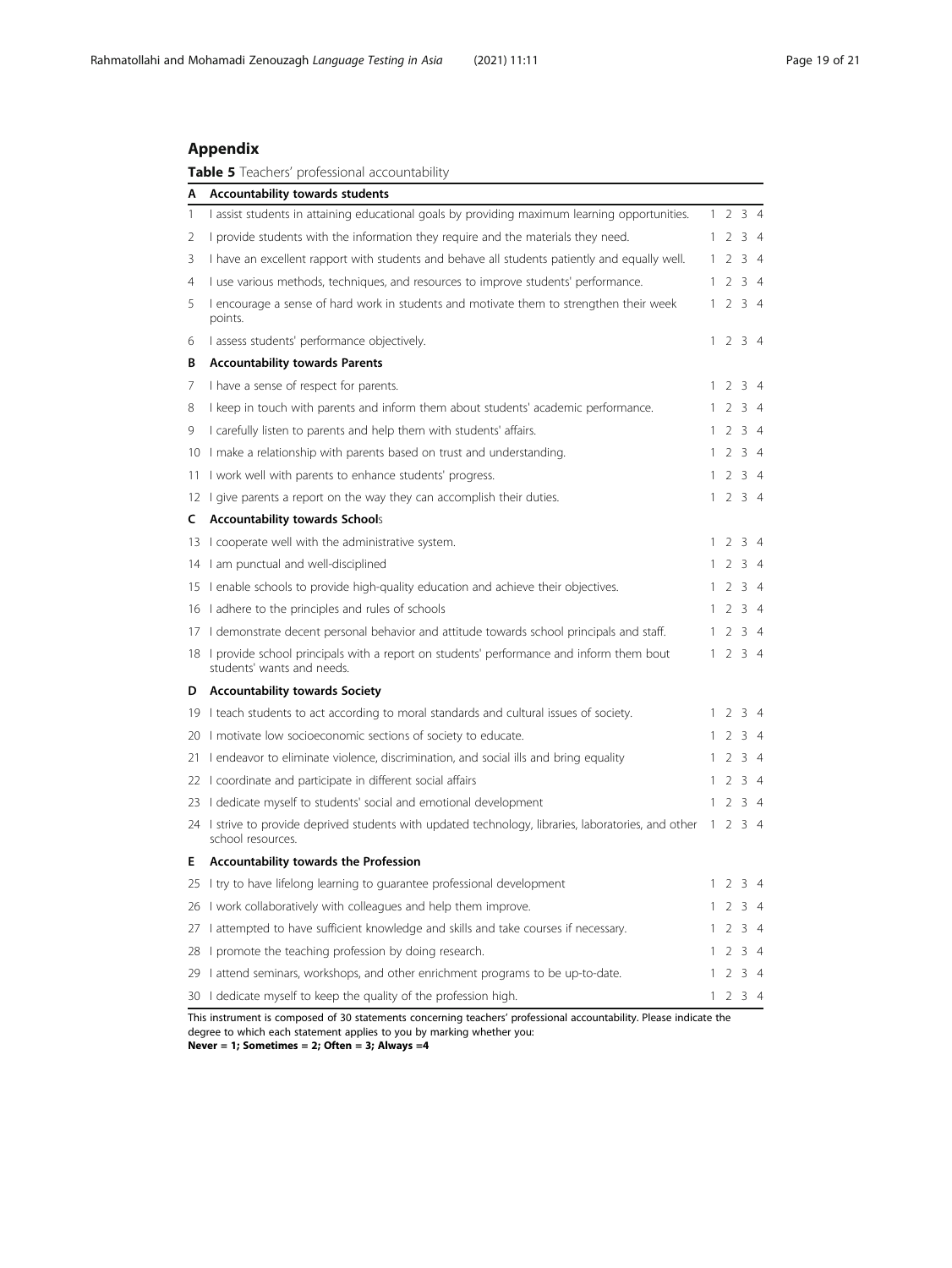## Appendix

**Table 5** Teachers' professional accountability

| | | |
|---|---|---|
| **A** | **Accountability towards students** | |
| 1 | I assist students in attaining educational goals by providing maximum learning opportunities. | 1 2 3 4 |
| 2 | I provide students with the information they require and the materials they need. | 1 2 3 4 |
| 3 | I have an excellent rapport with students and behave all students patiently and equally well. | 1 2 3 4 |
| 4 | I use various methods, techniques, and resources to improve students' performance. | 1 2 3 4 |
| 5 | I encourage a sense of hard work in students and motivate them to strengthen their week points. | 1 2 3 4 |
| 6 | I assess students' performance objectively. | 1 2 3 4 |
| **B** | **Accountability towards Parents** | |
| 7 | I have a sense of respect for parents. | 1 2 3 4 |
| 8 | I keep in touch with parents and inform them about students' academic performance. | 1 2 3 4 |
| 9 | I carefully listen to parents and help them with students' affairs. | 1 2 3 4 |
| 10 | I make a relationship with parents based on trust and understanding. | 1 2 3 4 |
| 11 | I work well with parents to enhance students' progress. | 1 2 3 4 |
| 12 | I give parents a report on the way they can accomplish their duties. | 1 2 3 4 |
| **C** | **Accountability towards School**s | |
| 13 | I cooperate well with the administrative system. | 1 2 3 4 |
| 14 | I am punctual and well-disciplined | 1 2 3 4 |
| 15 | I enable schools to provide high-quality education and achieve their objectives. | 1 2 3 4 |
| 16 | I adhere to the principles and rules of schools | 1 2 3 4 |
| 17 | I demonstrate decent personal behavior and attitude towards school principals and staff. | 1 2 3 4 |
| 18 | I provide school principals with a report on students' performance and inform them bout students' wants and needs. | 1 2 3 4 |
| **D** | **Accountability towards Society** | |
| 19 | I teach students to act according to moral standards and cultural issues of society. | 1 2 3 4 |
| 20 | I motivate low socioeconomic sections of society to educate. | 1 2 3 4 |
| 21 | I endeavor to eliminate violence, discrimination, and social ills and bring equality | 1 2 3 4 |
| 22 | I coordinate and participate in different social affairs | 1 2 3 4 |
| 23 | I dedicate myself to students' social and emotional development | 1 2 3 4 |
| 24 | I strive to provide deprived students with updated technology, libraries, laboratories, and other school resources. | 1 2 3 4 |
| **E** | **Accountability towards the Profession** | |
| 25 | I try to have lifelong learning to guarantee professional development | 1 2 3 4 |
| 26 | I work collaboratively with colleagues and help them improve. | 1 2 3 4 |
| 27 | I attempted to have sufficient knowledge and skills and take courses if necessary. | 1 2 3 4 |
| 28 | I promote the teaching profession by doing research. | 1 2 3 4 |
| 29 | I attend seminars, workshops, and other enrichment programs to be up-to-date. | 1 2 3 4 |
| 30 | I dedicate myself to keep the quality of the profession high. | 1 2 3 4 |

This instrument is composed of 30 statements concerning teachers' professional accountability. Please indicate the degree to which each statement applies to you by marking whether you:
**Never = 1; Sometimes = 2; Often = 3; Always =4**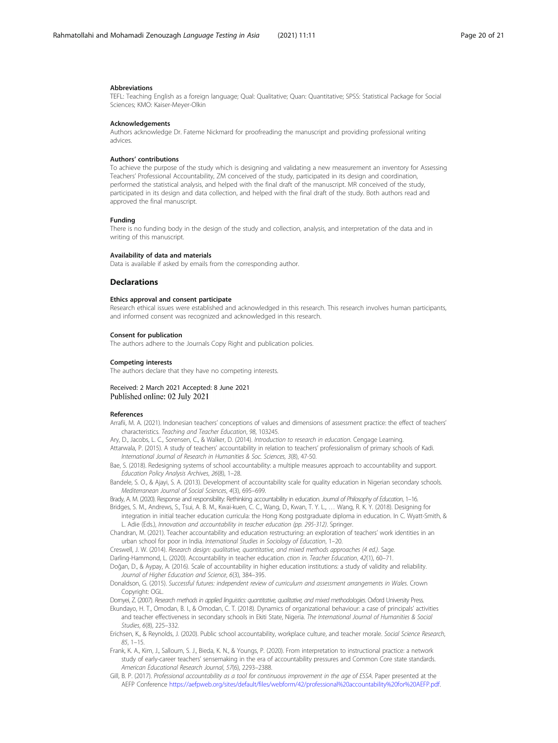### Abbreviations

TEFL: Teaching English as a foreign language; Qual: Qualitative; Quan: Quantitative; SPSS: Statistical Package for Social Sciences; KMO: Kaiser-Meyer-Olkin

### Acknowledgements

Authors acknowledge Dr. Fateme Nickmard for proofreading the manuscript and providing professional writing advices.

### Authors' contributions

To achieve the purpose of the study which is designing and validating a new measurement an inventory for Assessing Teachers' Professional Accountability, ZM conceived of the study, participated in its design and coordination, performed the statistical analysis, and helped with the final draft of the manuscript. MR conceived of the study, participated in its design and data collection, and helped with the final draft of the study. Both authors read and approved the final manuscript.

### Funding

There is no funding body in the design of the study and collection, analysis, and interpretation of the data and in writing of this manuscript.

### Availability of data and materials

Data is available if asked by emails from the corresponding author.

## Declarations

### Ethics approval and consent participate

Research ethical issues were established and acknowledged in this research. This research involves human participants, and informed consent was recognized and acknowledged in this research.

### Consent for publication

The authors adhere to the Journals Copy Right and publication policies.

### Competing interests

The authors declare that they have no competing interests.

Received: 2 March 2021 Accepted: 8 June 2021
Published online: 02 July 2021

### References

Arrafii, M. A. (2021). Indonesian teachers' conceptions of values and dimensions of assessment practice: the effect of teachers' characteristics. *Teaching and Teacher Education*, *98*, 103245.

Ary, D., Jacobs, L. C., Sorensen, C., & Walker, D. (2014). *Introduction to research in education*. Cengage Learning.

Attarwala, P. (2015). A study of teachers' accountability in relation to teachers' professionalism of primary schools of Kadi. *International Journal of Research in Humanities & Soc. Sciences, 3*(8), 47-50.

Bae, S. (2018). Redesigning systems of school accountability: a multiple measures approach to accountability and support. *Education Policy Analysis Archives*, *26*(8), 1–28.

Bandele, S. O., & Ajayi, S. A. (2013). Development of accountability scale for quality education in Nigerian secondary schools. *Mediterranean Journal of Social Sciences*, *4*(3), 695–699.

Brady, A. M. (2020). Response and responsibility: Rethinking accountability in education. *Journal of Philosophy of Education*, 1–16.

Bridges, S. M., Andrews, S., Tsui, A. B. M., Kwai-kuen, C. C., Wang, D., Kwan, T. Y. L., … Wang, R. K. Y. (2018). Designing for integration in initial teacher education curricula: the Hong Kong postgraduate diploma in education. In C. Wyatt-Smith, & L. Adie (Eds.), *Innovation and accountability in teacher education (pp. 295-312)*. Springer.

Chandran, M. (2021). Teacher accountability and education restructuring: an exploration of teachers' work identities in an urban school for poor in India. *International Studies in Sociology of Education*, 1–20.

Creswell, J. W. (2014). *Research design: qualitative, quantitative, and mixed methods approaches (4 ed.)*. Sage.

Darling-Hammond, L. (2020). Accountability in teacher education. *ction in. Teacher Education*, *42*(1), 60–71.

Doğan, D., & Aypay, A. (2016). Scale of accountability in higher education institutions: a study of validity and reliability. *Journal of Higher Education and Science*, *6*(3), 384–395.

Donaldson, G. (2015). *Successful futures: independent review of curriculum and assessment arrangements in Wales*. Crown Copyright: OGL.

Dornyei, Z. (2007). *Research methods in applied linguistics: quantitative, qualitative, and mixed methodologies*. Oxford University Press.

Ekundayo, H. T., Omodan, B. I., & Omodan, C. T. (2018). Dynamics of organizational behaviour: a case of principals' activities and teacher effectiveness in secondary schools in Ekiti State, Nigeria. *The International Journal of Humanities & Social Studies*, *6*(8), 225–332.

Erichsen, K., & Reynolds, J. (2020). Public school accountability, workplace culture, and teacher morale. *Social Science Research*, *85*, 1–15.

Frank, K. A., Kim, J., Salloum, S. J., Bieda, K. N., & Youngs, P. (2020). From interpretation to instructional practice: a network study of early-career teachers' sensemaking in the era of accountability pressures and Common Core state standards. *American Educational Research Journal*, *57*(6), 2293–2388.

Gill, B. P. (2017). *Professional accountability as a tool for continuous improvement in the age of ESSA*. Paper presented at the AEFP Conference https://aefpweb.org/sites/default/files/webform/42/professional%20accountability%20for%20AEFP.pdf.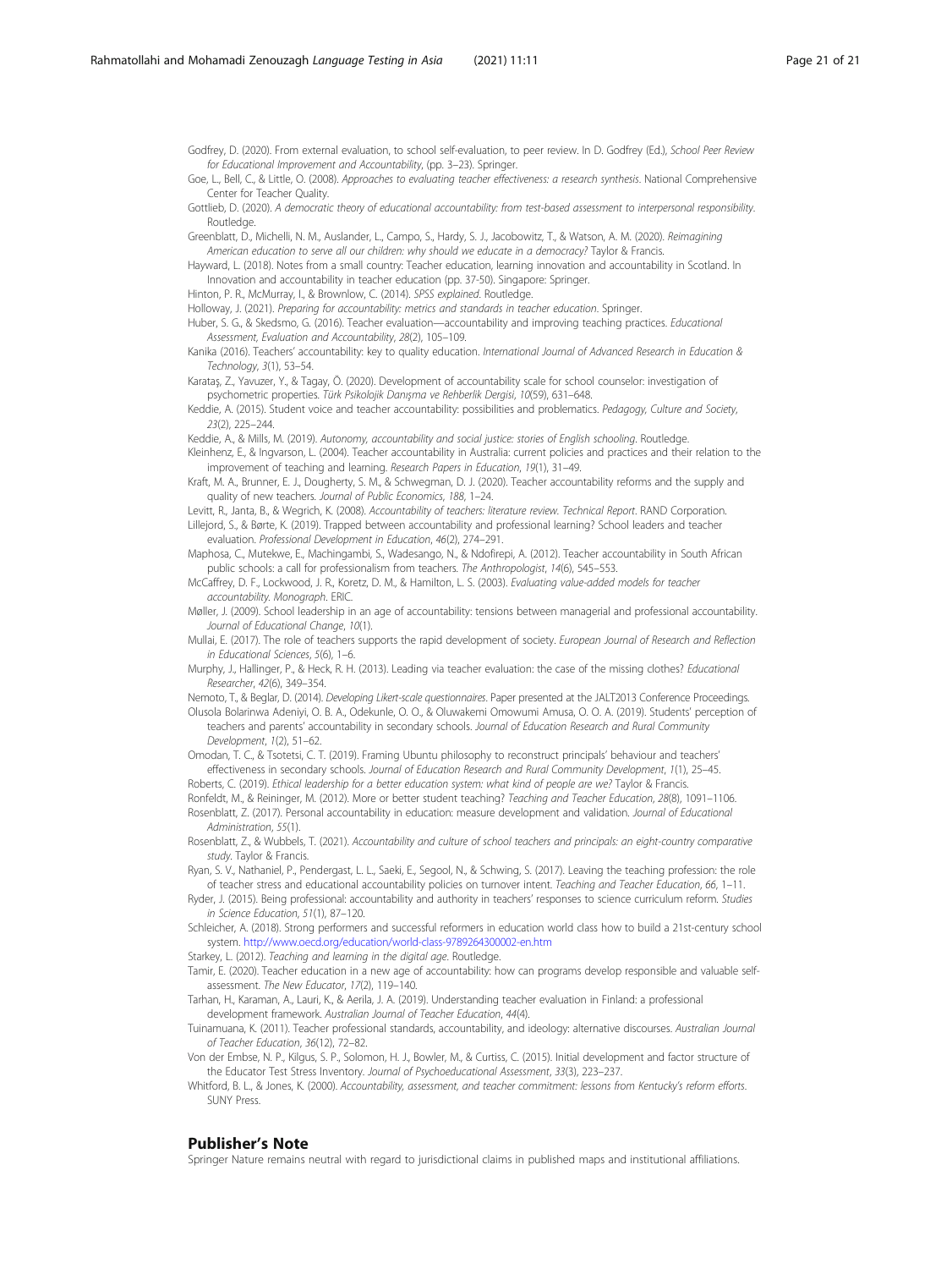Godfrey, D. (2020). From external evaluation, to school self-evaluation, to peer review. In D. Godfrey (Ed.), *School Peer Review for Educational Improvement and Accountability*, (pp. 3–23). Springer.

Goe, L., Bell, C., & Little, O. (2008). *Approaches to evaluating teacher effectiveness: a research synthesis*. National Comprehensive Center for Teacher Quality.

Gottlieb, D. (2020). *A democratic theory of educational accountability: from test-based assessment to interpersonal responsibility*. Routledge.

Greenblatt, D., Michelli, N. M., Auslander, L., Campo, S., Hardy, S. J., Jacobowitz, T., & Watson, A. M. (2020). *Reimagining American education to serve all our children: why should we educate in a democracy?* Taylor & Francis.

Hayward, L. (2018). Notes from a small country: Teacher education, learning innovation and accountability in Scotland. In Innovation and accountability in teacher education (pp. 37-50). Singapore: Springer.

Hinton, P. R., McMurray, I., & Brownlow, C. (2014). *SPSS explained*. Routledge.

Holloway, J. (2021). *Preparing for accountability: metrics and standards in teacher education*. Springer.

Huber, S. G., & Skedsmo, G. (2016). Teacher evaluation—accountability and improving teaching practices. *Educational Assessment, Evaluation and Accountability*, *28*(2), 105–109.

Kanika (2016). Teachers' accountability: key to quality education. *International Journal of Advanced Research in Education & Technology*, *3*(1), 53–54.

Karataş, Z., Yavuzer, Y., & Tagay, Ö. (2020). Development of accountability scale for school counselor: investigation of psychometric properties. *Türk Psikolojik Danışma ve Rehberlik Dergisi*, *10*(59), 631–648.

Keddie, A. (2015). Student voice and teacher accountability: possibilities and problematics. *Pedagogy, Culture and Society*, *23*(2), 225–244.

Keddie, A., & Mills, M. (2019). *Autonomy, accountability and social justice: stories of English schooling*. Routledge.

Kleinhenz, E., & Ingvarson, L. (2004). Teacher accountability in Australia: current policies and practices and their relation to the improvement of teaching and learning. *Research Papers in Education*, *19*(1), 31–49.

Kraft, M. A., Brunner, E. J., Dougherty, S. M., & Schwegman, D. J. (2020). Teacher accountability reforms and the supply and quality of new teachers. *Journal of Public Economics*, *188*, 1–24.

Levitt, R., Janta, B., & Wegrich, K. (2008). *Accountability of teachers: literature review. Technical Report*. RAND Corporation.

Lillejord, S., & Børte, K. (2019). Trapped between accountability and professional learning? School leaders and teacher evaluation. *Professional Development in Education*, *46*(2), 274–291.

Maphosa, C., Mutekwe, E., Machingambi, S., Wadesango, N., & Ndofirepi, A. (2012). Teacher accountability in South African public schools: a call for professionalism from teachers. *The Anthropologist*, *14*(6), 545–553.

McCaffrey, D. F., Lockwood, J. R., Koretz, D. M., & Hamilton, L. S. (2003). *Evaluating value-added models for teacher accountability. Monograph*. ERIC.

Møller, J. (2009). School leadership in an age of accountability: tensions between managerial and professional accountability. *Journal of Educational Change*, *10*(1).

Mullai, E. (2017). The role of teachers supports the rapid development of society. *European Journal of Research and Reflection in Educational Sciences*, *5*(6), 1–6.

Murphy, J., Hallinger, P., & Heck, R. H. (2013). Leading via teacher evaluation: the case of the missing clothes? *Educational Researcher*, *42*(6), 349–354.

Nemoto, T., & Beglar, D. (2014). *Developing Likert-scale questionnaires*. Paper presented at the JALT2013 Conference Proceedings.

Olusola Bolarinwa Adeniyi, O. B. A., Odekunle, O. O., & Oluwakemi Omowumi Amusa, O. O. A. (2019). Students' perception of teachers and parents' accountability in secondary schools. *Journal of Education Research and Rural Community Development*, *1*(2), 51–62.

Omodan, T. C., & Tsotetsi, C. T. (2019). Framing Ubuntu philosophy to reconstruct principals' behaviour and teachers' effectiveness in secondary schools. *Journal of Education Research and Rural Community Development*, *1*(1), 25–45.

Roberts, C. (2019). *Ethical leadership for a better education system: what kind of people are we?* Taylor & Francis.

Ronfeldt, M., & Reininger, M. (2012). More or better student teaching? *Teaching and Teacher Education*, *28*(8), 1091–1106.

Rosenblatt, Z. (2017). Personal accountability in education: measure development and validation. *Journal of Educational Administration*, *55*(1).

Rosenblatt, Z., & Wubbels, T. (2021). *Accountability and culture of school teachers and principals: an eight-country comparative study*. Taylor & Francis.

Ryan, S. V., Nathaniel, P., Pendergast, L. L., Saeki, E., Segool, N., & Schwing, S. (2017). Leaving the teaching profession: the role of teacher stress and educational accountability policies on turnover intent. *Teaching and Teacher Education*, *66*, 1–11.

Ryder, J. (2015). Being professional: accountability and authority in teachers' responses to science curriculum reform. *Studies in Science Education*, *51*(1), 87–120.

Schleicher, A. (2018). Strong performers and successful reformers in education world class how to build a 21st-century school system. http://www.oecd.org/education/world-class-9789264300002-en.htm

Starkey, L. (2012). *Teaching and learning in the digital age*. Routledge.

Tamir, E. (2020). Teacher education in a new age of accountability: how can programs develop responsible and valuable self-assessment. *The New Educator*, *17*(2), 119–140.

Tarhan, H., Karaman, A., Lauri, K., & Aerila, J. A. (2019). Understanding teacher evaluation in Finland: a professional development framework. *Australian Journal of Teacher Education*, *44*(4).

Tuinamuana, K. (2011). Teacher professional standards, accountability, and ideology: alternative discourses. *Australian Journal of Teacher Education*, *36*(12), 72–82.

Von der Embse, N. P., Kilgus, S. P., Solomon, H. J., Bowler, M., & Curtiss, C. (2015). Initial development and factor structure of the Educator Test Stress Inventory. *Journal of Psychoeducational Assessment*, *33*(3), 223–237.

Whitford, B. L., & Jones, K. (2000). *Accountability, assessment, and teacher commitment: lessons from Kentucky's reform efforts*. SUNY Press.

## Publisher's Note

Springer Nature remains neutral with regard to jurisdictional claims in published maps and institutional affiliations.